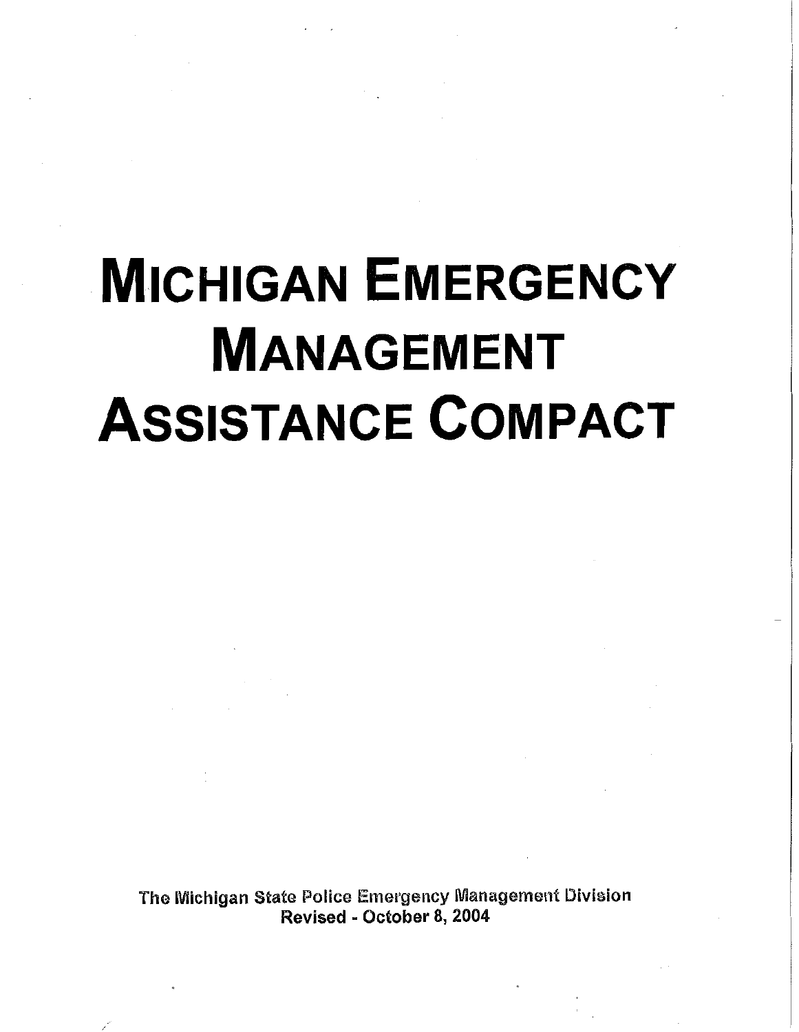# MICHIGAN EMERGENCY MANAGEMENT ASSISTANCE COMPACT

The Michigan State Police Emergency Management Division
Revised - October 8, 2004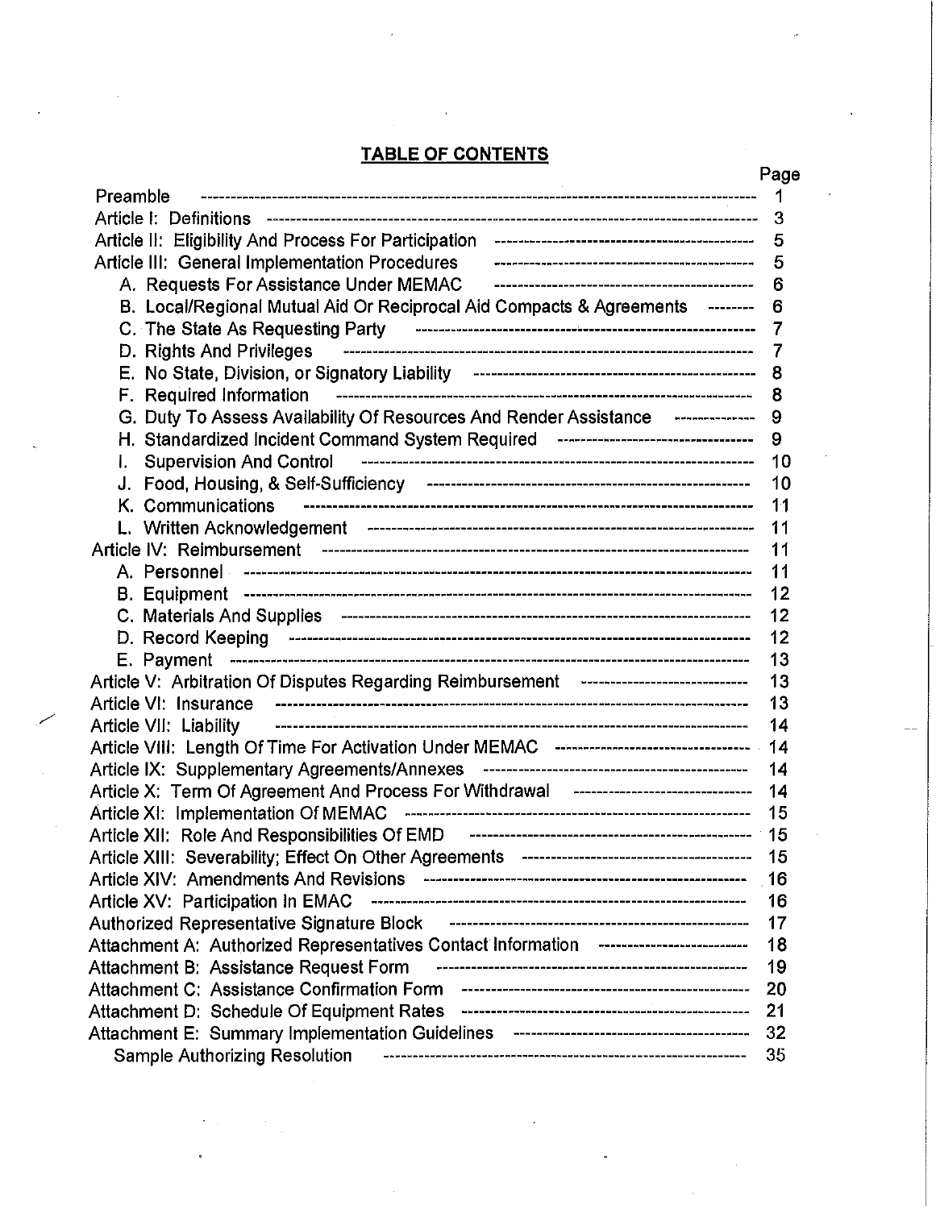## TABLE OF CONTENTS

| | Page |
|---|---|
| Preamble | 1 |
| Article I: Definitions | 3 |
| Article II: Eligibility And Process For Participation | 5 |
| Article III: General Implementation Procedures | 5 |
| A. Requests For Assistance Under MEMAC | 6 |
| B. Local/Regional Mutual Aid Or Reciprocal Aid Compacts & Agreements | 6 |
| C. The State As Requesting Party | 7 |
| D. Rights And Privileges | 7 |
| E. No State, Division, or Signatory Liability | 8 |
| F. Required Information | 8 |
| G. Duty To Assess Availability Of Resources And Render Assistance | 9 |
| H. Standardized Incident Command System Required | 9 |
| I. Supervision And Control | 10 |
| J. Food, Housing, & Self-Sufficiency | 10 |
| K. Communications | 11 |
| L. Written Acknowledgement | 11 |
| Article IV: Reimbursement | 11 |
| A. Personnel | 11 |
| B. Equipment | 12 |
| C. Materials And Supplies | 12 |
| D. Record Keeping | 12 |
| E. Payment | 13 |
| Article V: Arbitration Of Disputes Regarding Reimbursement | 13 |
| Article VI: Insurance | 13 |
| Article VII: Liability | 14 |
| Article VIII: Length Of Time For Activation Under MEMAC | 14 |
| Article IX: Supplementary Agreements/Annexes | 14 |
| Article X: Term Of Agreement And Process For Withdrawal | 14 |
| Article XI: Implementation Of MEMAC | 15 |
| Article XII: Role And Responsibilities Of EMD | 15 |
| Article XIII: Severability; Effect On Other Agreements | 15 |
| Article XIV: Amendments And Revisions | 16 |
| Article XV: Participation In EMAC | 16 |
| Authorized Representative Signature Block | 17 |
| Attachment A: Authorized Representatives Contact Information | 18 |
| Attachment B: Assistance Request Form | 19 |
| Attachment C: Assistance Confirmation Form | 20 |
| Attachment D: Schedule Of Equipment Rates | 21 |
| Attachment E: Summary Implementation Guidelines | 32 |
| Sample Authorizing Resolution | 35 |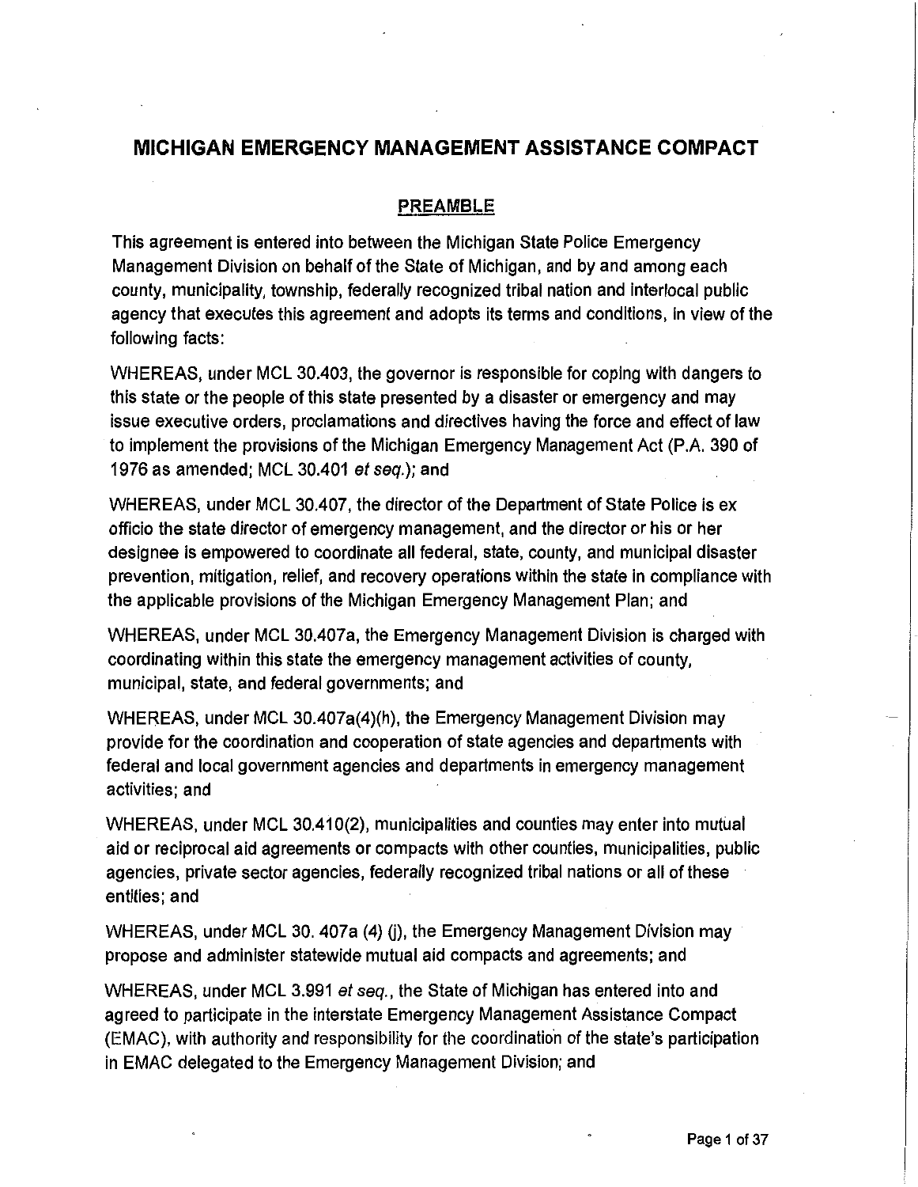# MICHIGAN EMERGENCY MANAGEMENT ASSISTANCE COMPACT

## PREAMBLE

This agreement is entered into between the Michigan State Police Emergency Management Division on behalf of the State of Michigan, and by and among each county, municipality, township, federally recognized tribal nation and interlocal public agency that executes this agreement and adopts its terms and conditions, in view of the following facts:

WHEREAS, under MCL 30.403, the governor is responsible for coping with dangers to this state or the people of this state presented by a disaster or emergency and may issue executive orders, proclamations and directives having the force and effect of law to implement the provisions of the Michigan Emergency Management Act (P.A. 390 of 1976 as amended; MCL 30.401 *et seq.*); and

WHEREAS, under MCL 30.407, the director of the Department of State Police is ex officio the state director of emergency management, and the director or his or her designee is empowered to coordinate all federal, state, county, and municipal disaster prevention, mitigation, relief, and recovery operations within the state in compliance with the applicable provisions of the Michigan Emergency Management Plan; and

WHEREAS, under MCL 30.407a, the Emergency Management Division is charged with coordinating within this state the emergency management activities of county, municipal, state, and federal governments; and

WHEREAS, under MCL 30.407a(4)(h), the Emergency Management Division may provide for the coordination and cooperation of state agencies and departments with federal and local government agencies and departments in emergency management activities; and

WHEREAS, under MCL 30.410(2), municipalities and counties may enter into mutual aid or reciprocal aid agreements or compacts with other counties, municipalities, public agencies, private sector agencies, federally recognized tribal nations or all of these entities; and

WHEREAS, under MCL 30. 407a (4) (j), the Emergency Management Division may propose and administer statewide mutual aid compacts and agreements; and

WHEREAS, under MCL 3.991 *et seq.*, the State of Michigan has entered into and agreed to participate in the interstate Emergency Management Assistance Compact (EMAC), with authority and responsibility for the coordination of the state's participation in EMAC delegated to the Emergency Management Division; and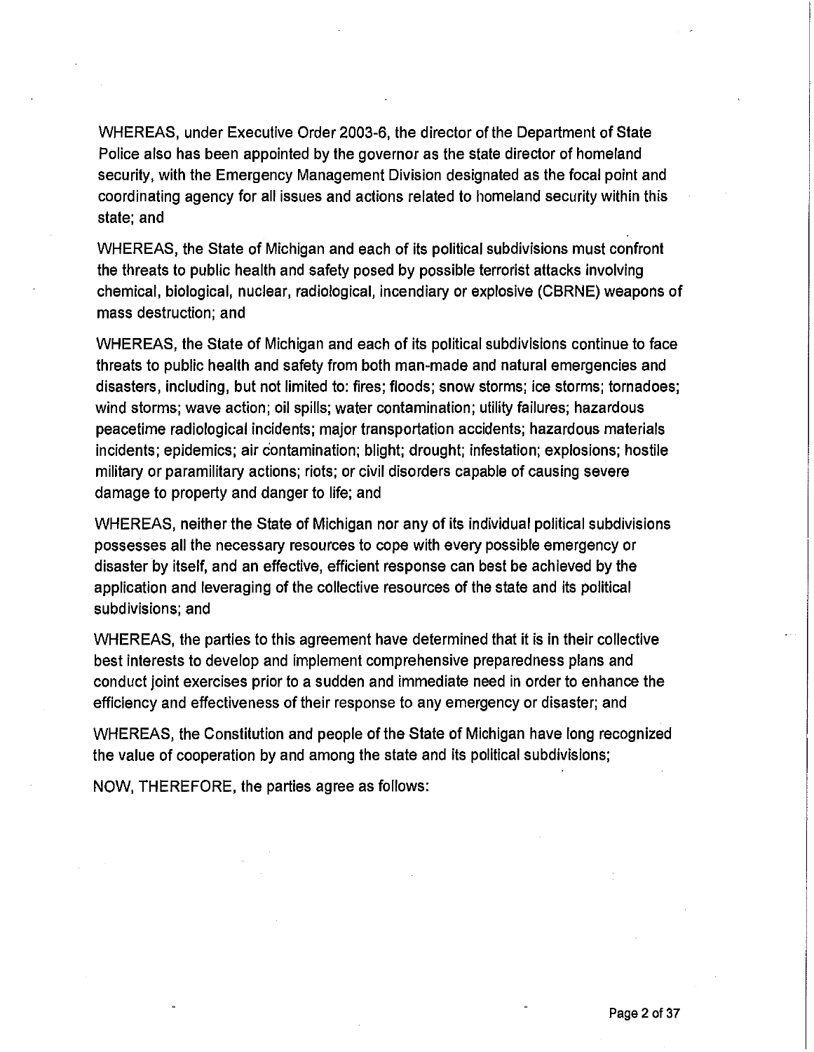WHEREAS, under Executive Order 2003-6, the director of the Department of State Police also has been appointed by the governor as the state director of homeland security, with the Emergency Management Division designated as the focal point and coordinating agency for all issues and actions related to homeland security within this state; and

WHEREAS, the State of Michigan and each of its political subdivisions must confront the threats to public health and safety posed by possible terrorist attacks involving chemical, biological, nuclear, radiological, incendiary or explosive (CBRNE) weapons of mass destruction; and

WHEREAS, the State of Michigan and each of its political subdivisions continue to face threats to public health and safety from both man-made and natural emergencies and disasters, including, but not limited to: fires; floods; snow storms; ice storms; tornadoes; wind storms; wave action; oil spills; water contamination; utility failures; hazardous peacetime radiological incidents; major transportation accidents; hazardous materials incidents; epidemics; air contamination; blight; drought; infestation; explosions; hostile military or paramilitary actions; riots; or civil disorders capable of causing severe damage to property and danger to life; and

WHEREAS, neither the State of Michigan nor any of its individual political subdivisions possesses all the necessary resources to cope with every possible emergency or disaster by itself, and an effective, efficient response can best be achieved by the application and leveraging of the collective resources of the state and its political subdivisions; and

WHEREAS, the parties to this agreement have determined that it is in their collective best interests to develop and implement comprehensive preparedness plans and conduct joint exercises prior to a sudden and immediate need in order to enhance the efficiency and effectiveness of their response to any emergency or disaster; and

WHEREAS, the Constitution and people of the State of Michigan have long recognized the value of cooperation by and among the state and its political subdivisions;

NOW, THEREFORE, the parties agree as follows: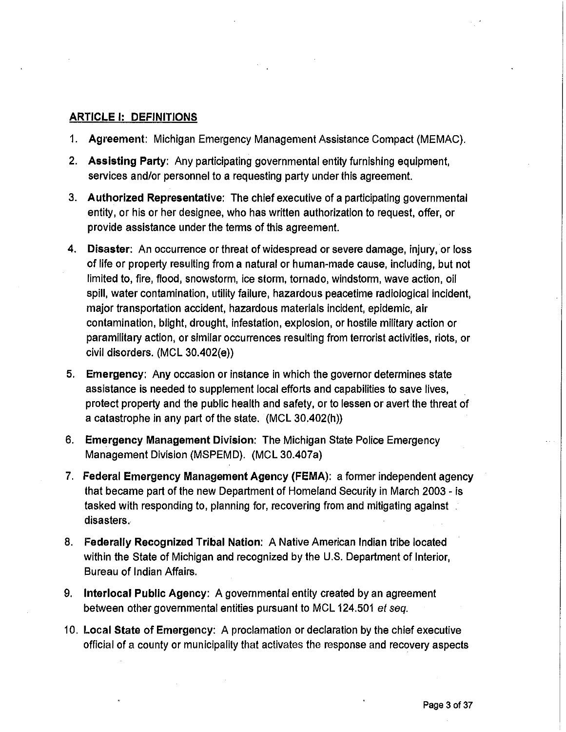## ARTICLE I: DEFINITIONS

1. **Agreement**: Michigan Emergency Management Assistance Compact (MEMAC).
2. **Assisting Party**: Any participating governmental entity furnishing equipment, services and/or personnel to a requesting party under this agreement.
3. **Authorized Representative**: The chief executive of a participating governmental entity, or his or her designee, who has written authorization to request, offer, or provide assistance under the terms of this agreement.
4. **Disaster**: An occurrence or threat of widespread or severe damage, injury, or loss of life or property resulting from a natural or human-made cause, including, but not limited to, fire, flood, snowstorm, ice storm, tornado, windstorm, wave action, oil spill, water contamination, utility failure, hazardous peacetime radiological incident, major transportation accident, hazardous materials incident, epidemic, air contamination, blight, drought, infestation, explosion, or hostile military action or paramilitary action, or similar occurrences resulting from terrorist activities, riots, or civil disorders. (MCL 30.402(e))
5. **Emergency**: Any occasion or instance in which the governor determines state assistance is needed to supplement local efforts and capabilities to save lives, protect property and the public health and safety, or to lessen or avert the threat of a catastrophe in any part of the state. (MCL 30.402(h))
6. **Emergency Management Division**: The Michigan State Police Emergency Management Division (MSPEMD). (MCL 30.407a)
7. **Federal Emergency Management Agency (FEMA)**: a former independent agency that became part of the new Department of Homeland Security in March 2003 - is tasked with responding to, planning for, recovering from and mitigating against disasters.
8. **Federally Recognized Tribal Nation**: A Native American Indian tribe located within the State of Michigan and recognized by the U.S. Department of Interior, Bureau of Indian Affairs.
9. **Interlocal Public Agency**: A governmental entity created by an agreement between other governmental entities pursuant to MCL 124.501 *et seq.*
10. **Local State of Emergency**: A proclamation or declaration by the chief executive official of a county or municipality that activates the response and recovery aspects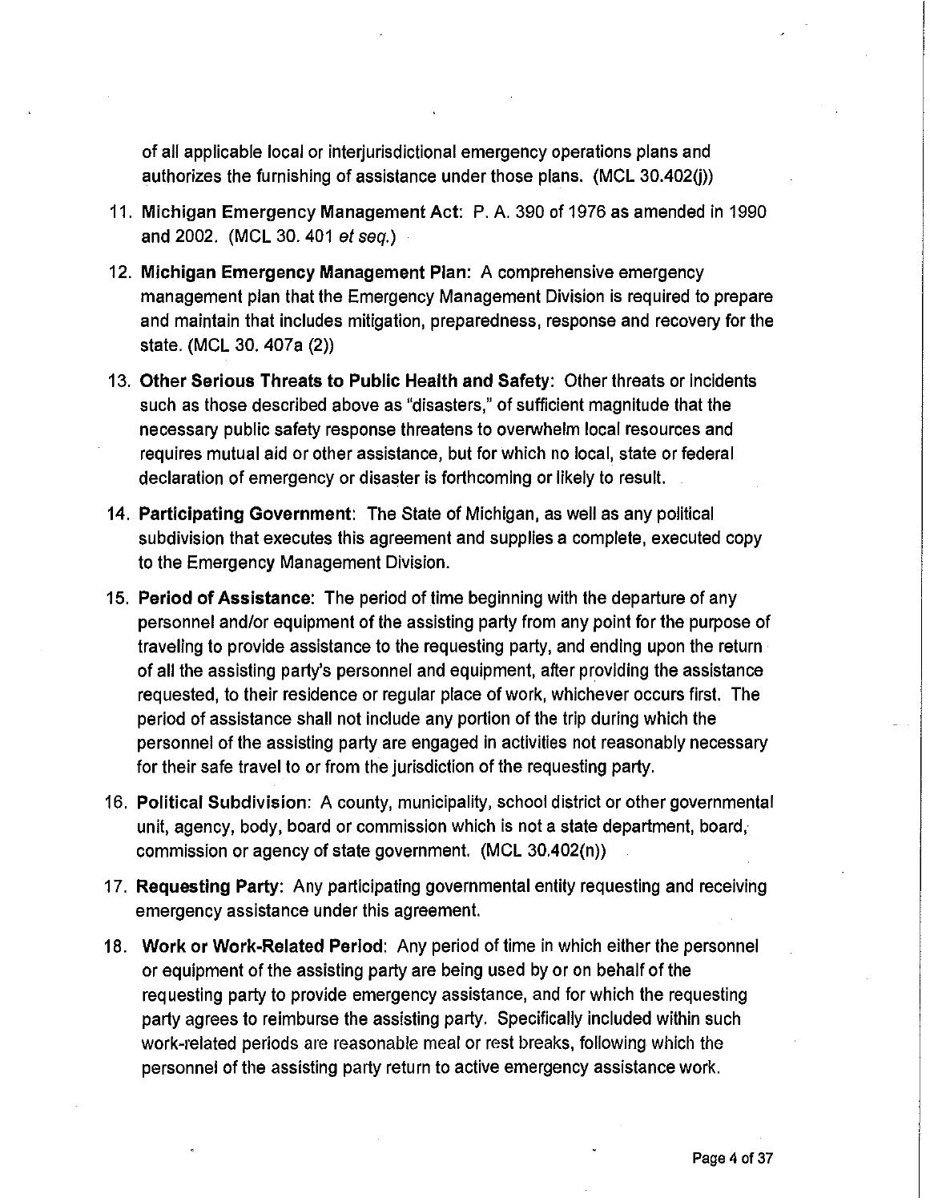of all applicable local or interjurisdictional emergency operations plans and authorizes the furnishing of assistance under those plans. (MCL 30.402(j))

11. **Michigan Emergency Management Act**: P. A. 390 of 1976 as amended in 1990 and 2002. (MCL 30. 401 *et seq.*)
12. **Michigan Emergency Management Plan**: A comprehensive emergency management plan that the Emergency Management Division is required to prepare and maintain that includes mitigation, preparedness, response and recovery for the state. (MCL 30. 407a (2))
13. **Other Serious Threats to Public Health and Safety**: Other threats or incidents such as those described above as "disasters," of sufficient magnitude that the necessary public safety response threatens to overwhelm local resources and requires mutual aid or other assistance, but for which no local, state or federal declaration of emergency or disaster is forthcoming or likely to result.
14. **Participating Government**: The State of Michigan, as well as any political subdivision that executes this agreement and supplies a complete, executed copy to the Emergency Management Division.
15. **Period of Assistance**: The period of time beginning with the departure of any personnel and/or equipment of the assisting party from any point for the purpose of traveling to provide assistance to the requesting party, and ending upon the return of all the assisting party's personnel and equipment, after providing the assistance requested, to their residence or regular place of work, whichever occurs first. The period of assistance shall not include any portion of the trip during which the personnel of the assisting party are engaged in activities not reasonably necessary for their safe travel to or from the jurisdiction of the requesting party.
16. **Political Subdivision**: A county, municipality, school district or other governmental unit, agency, body, board or commission which is not a state department, board, commission or agency of state government. (MCL 30.402(n))
17. **Requesting Party**: Any participating governmental entity requesting and receiving emergency assistance under this agreement.
18. **Work or Work-Related Period**: Any period of time in which either the personnel or equipment of the assisting party are being used by or on behalf of the requesting party to provide emergency assistance, and for which the requesting party agrees to reimburse the assisting party. Specifically included within such work-related periods are reasonable meal or rest breaks, following which the personnel of the assisting party return to active emergency assistance work.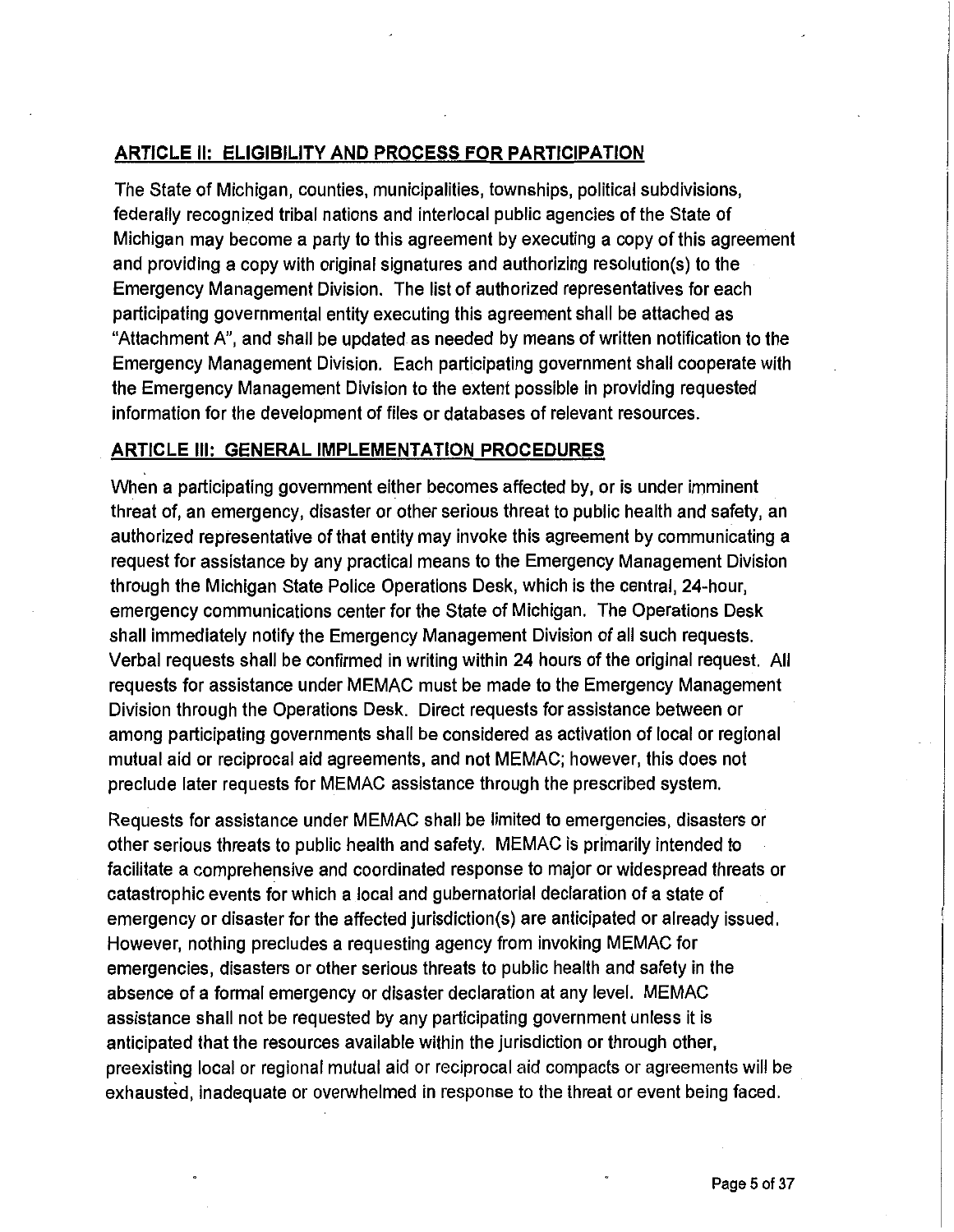## ARTICLE II: ELIGIBILITY AND PROCESS FOR PARTICIPATION

The State of Michigan, counties, municipalities, townships, political subdivisions, federally recognized tribal nations and interlocal public agencies of the State of Michigan may become a party to this agreement by executing a copy of this agreement and providing a copy with original signatures and authorizing resolution(s) to the Emergency Management Division. The list of authorized representatives for each participating governmental entity executing this agreement shall be attached as "Attachment A", and shall be updated as needed by means of written notification to the Emergency Management Division. Each participating government shall cooperate with the Emergency Management Division to the extent possible in providing requested information for the development of files or databases of relevant resources.

## ARTICLE III: GENERAL IMPLEMENTATION PROCEDURES

When a participating government either becomes affected by, or is under imminent threat of, an emergency, disaster or other serious threat to public health and safety, an authorized representative of that entity may invoke this agreement by communicating a request for assistance by any practical means to the Emergency Management Division through the Michigan State Police Operations Desk, which is the central, 24-hour, emergency communications center for the State of Michigan. The Operations Desk shall immediately notify the Emergency Management Division of all such requests. Verbal requests shall be confirmed in writing within 24 hours of the original request. All requests for assistance under MEMAC must be made to the Emergency Management Division through the Operations Desk. Direct requests for assistance between or among participating governments shall be considered as activation of local or regional mutual aid or reciprocal aid agreements, and not MEMAC; however, this does not preclude later requests for MEMAC assistance through the prescribed system.

Requests for assistance under MEMAC shall be limited to emergencies, disasters or other serious threats to public health and safety. MEMAC is primarily intended to facilitate a comprehensive and coordinated response to major or widespread threats or catastrophic events for which a local and gubernatorial declaration of a state of emergency or disaster for the affected jurisdiction(s) are anticipated or already issued. However, nothing precludes a requesting agency from invoking MEMAC for emergencies, disasters or other serious threats to public health and safety in the absence of a formal emergency or disaster declaration at any level. MEMAC assistance shall not be requested by any participating government unless it is anticipated that the resources available within the jurisdiction or through other, preexisting local or regional mutual aid or reciprocal aid compacts or agreements will be exhausted, inadequate or overwhelmed in response to the threat or event being faced.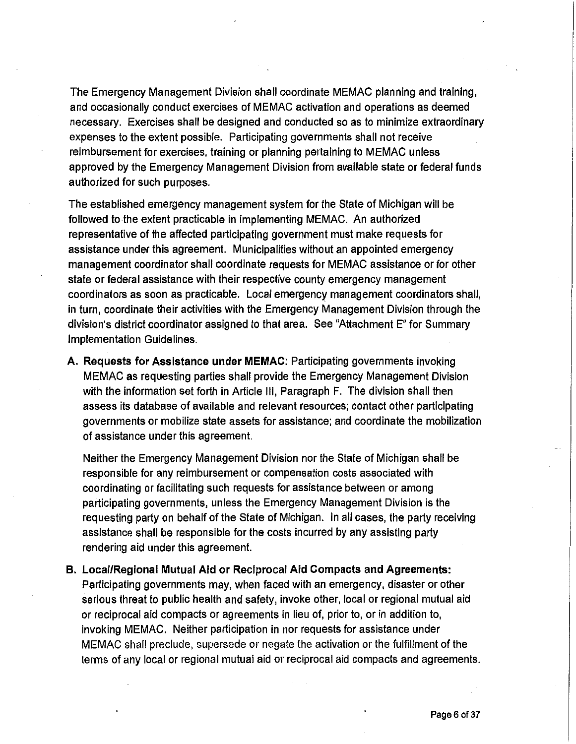The Emergency Management Division shall coordinate MEMAC planning and training, and occasionally conduct exercises of MEMAC activation and operations as deemed necessary. Exercises shall be designed and conducted so as to minimize extraordinary expenses to the extent possible. Participating governments shall not receive reimbursement for exercises, training or planning pertaining to MEMAC unless approved by the Emergency Management Division from available state or federal funds authorized for such purposes.

The established emergency management system for the State of Michigan will be followed to the extent practicable in implementing MEMAC. An authorized representative of the affected participating government must make requests for assistance under this agreement. Municipalities without an appointed emergency management coordinator shall coordinate requests for MEMAC assistance or for other state or federal assistance with their respective county emergency management coordinators as soon as practicable. Local emergency management coordinators shall, in turn, coordinate their activities with the Emergency Management Division through the division's district coordinator assigned to that area. See "Attachment E" for Summary Implementation Guidelines.

**A. Requests for Assistance under MEMAC**: Participating governments invoking MEMAC as requesting parties shall provide the Emergency Management Division with the information set forth in Article III, Paragraph F. The division shall then assess its database of available and relevant resources; contact other participating governments or mobilize state assets for assistance; and coordinate the mobilization of assistance under this agreement.

Neither the Emergency Management Division nor the State of Michigan shall be responsible for any reimbursement or compensation costs associated with coordinating or facilitating such requests for assistance between or among participating governments, unless the Emergency Management Division is the requesting party on behalf of the State of Michigan. In all cases, the party receiving assistance shall be responsible for the costs incurred by any assisting party rendering aid under this agreement.

**B. Local/Regional Mutual Aid or Reciprocal Aid Compacts and Agreements:** Participating governments may, when faced with an emergency, disaster or other serious threat to public health and safety, invoke other, local or regional mutual aid or reciprocal aid compacts or agreements in lieu of, prior to, or in addition to, invoking MEMAC. Neither participation in nor requests for assistance under MEMAC shall preclude, supersede or negate the activation or the fulfillment of the terms of any local or regional mutual aid or reciprocal aid compacts and agreements.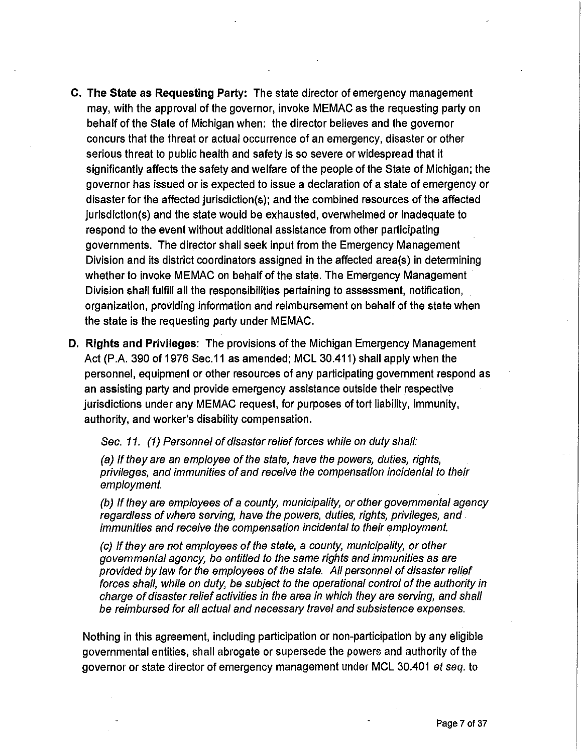**C. The State as Requesting Party:** The state director of emergency management may, with the approval of the governor, invoke MEMAC as the requesting party on behalf of the State of Michigan when: the director believes and the governor concurs that the threat or actual occurrence of an emergency, disaster or other serious threat to public health and safety is so severe or widespread that it significantly affects the safety and welfare of the people of the State of Michigan; the governor has issued or is expected to issue a declaration of a state of emergency or disaster for the affected jurisdiction(s); and the combined resources of the affected jurisdiction(s) and the state would be exhausted, overwhelmed or inadequate to respond to the event without additional assistance from other participating governments. The director shall seek input from the Emergency Management Division and its district coordinators assigned in the affected area(s) in determining whether to invoke MEMAC on behalf of the state. The Emergency Management Division shall fulfill all the responsibilities pertaining to assessment, notification, organization, providing information and reimbursement on behalf of the state when the state is the requesting party under MEMAC.

**D. Rights and Privileges:** The provisions of the Michigan Emergency Management Act (P.A. 390 of 1976 Sec.11 as amended; MCL 30.411) shall apply when the personnel, equipment or other resources of any participating government respond as an assisting party and provide emergency assistance outside their respective jurisdictions under any MEMAC request, for purposes of tort liability, immunity, authority, and worker's disability compensation.

*Sec. 11. (1) Personnel of disaster relief forces while on duty shall:*

*(a) If they are an employee of the state, have the powers, duties, rights, privileges, and immunities of and receive the compensation incidental to their employment.*

*(b) If they are employees of a county, municipality, or other governmental agency regardless of where serving, have the powers, duties, rights, privileges, and immunities and receive the compensation incidental to their employment.*

*(c) If they are not employees of the state, a county, municipality, or other governmental agency, be entitled to the same rights and immunities as are provided by law for the employees of the state. All personnel of disaster relief forces shall, while on duty, be subject to the operational control of the authority in charge of disaster relief activities in the area in which they are serving, and shall be reimbursed for all actual and necessary travel and subsistence expenses.*

Nothing in this agreement, including participation or non-participation by any eligible governmental entities, shall abrogate or supersede the powers and authority of the governor or state director of emergency management under MCL 30.401 *et seq.* to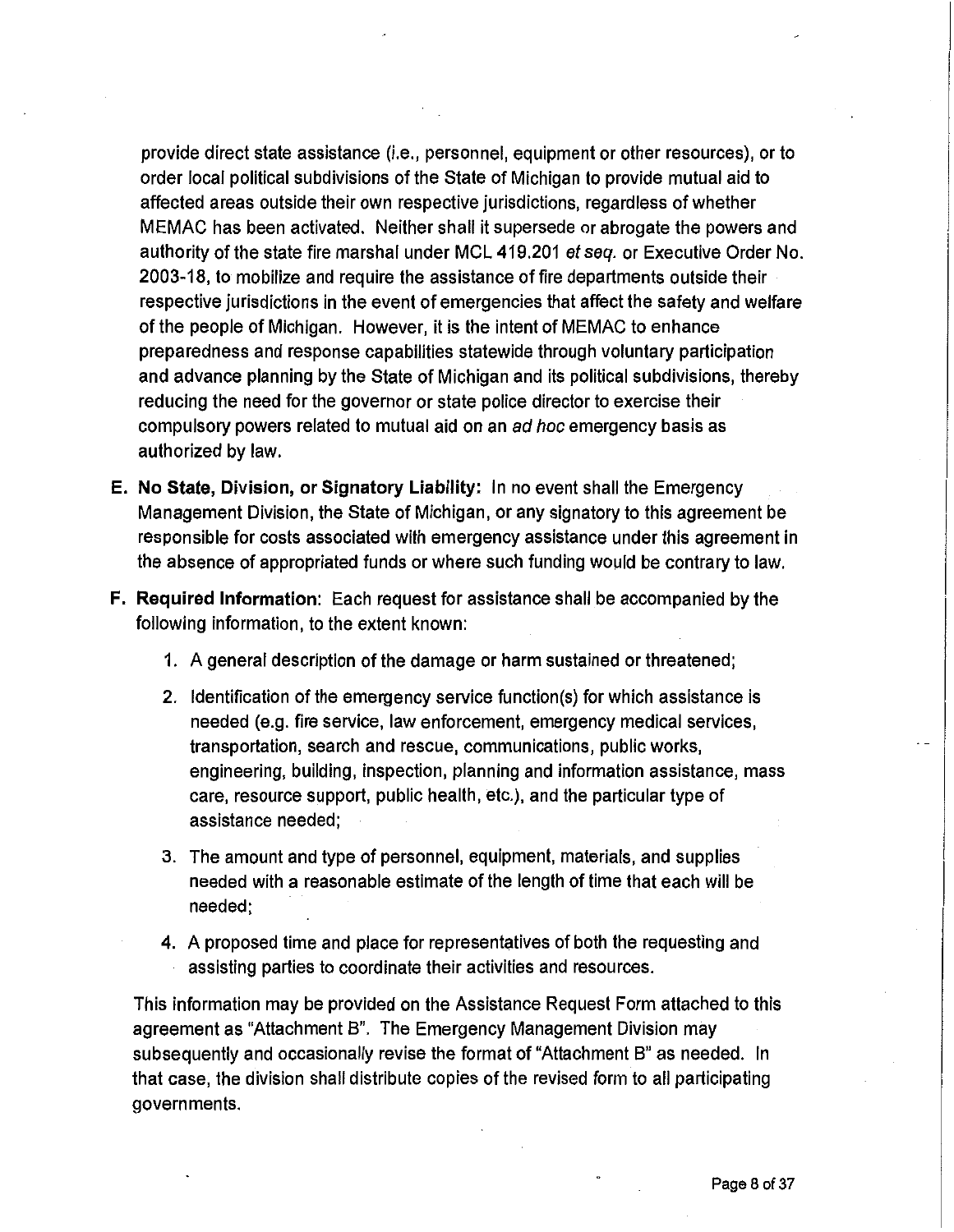provide direct state assistance (i.e., personnel, equipment or other resources), or to order local political subdivisions of the State of Michigan to provide mutual aid to affected areas outside their own respective jurisdictions, regardless of whether MEMAC has been activated. Neither shall it supersede or abrogate the powers and authority of the state fire marshal under MCL 419.201 *et seq.* or Executive Order No. 2003-18, to mobilize and require the assistance of fire departments outside their respective jurisdictions in the event of emergencies that affect the safety and welfare of the people of Michigan. However, it is the intent of MEMAC to enhance preparedness and response capabilities statewide through voluntary participation and advance planning by the State of Michigan and its political subdivisions, thereby reducing the need for the governor or state police director to exercise their compulsory powers related to mutual aid on an *ad hoc* emergency basis as authorized by law.

E. **No State, Division, or Signatory Liability:** In no event shall the Emergency Management Division, the State of Michigan, or any signatory to this agreement be responsible for costs associated with emergency assistance under this agreement in the absence of appropriated funds or where such funding would be contrary to law.

F. **Required Information:** Each request for assistance shall be accompanied by the following information, to the extent known:

   1. A general description of the damage or harm sustained or threatened;
   2. Identification of the emergency service function(s) for which assistance is needed (e.g. fire service, law enforcement, emergency medical services, transportation, search and rescue, communications, public works, engineering, building, inspection, planning and information assistance, mass care, resource support, public health, etc.), and the particular type of assistance needed;
   3. The amount and type of personnel, equipment, materials, and supplies needed with a reasonable estimate of the length of time that each will be needed;
   4. A proposed time and place for representatives of both the requesting and assisting parties to coordinate their activities and resources.

   This information may be provided on the Assistance Request Form attached to this agreement as "Attachment B". The Emergency Management Division may subsequently and occasionally revise the format of "Attachment B" as needed. In that case, the division shall distribute copies of the revised form to all participating governments.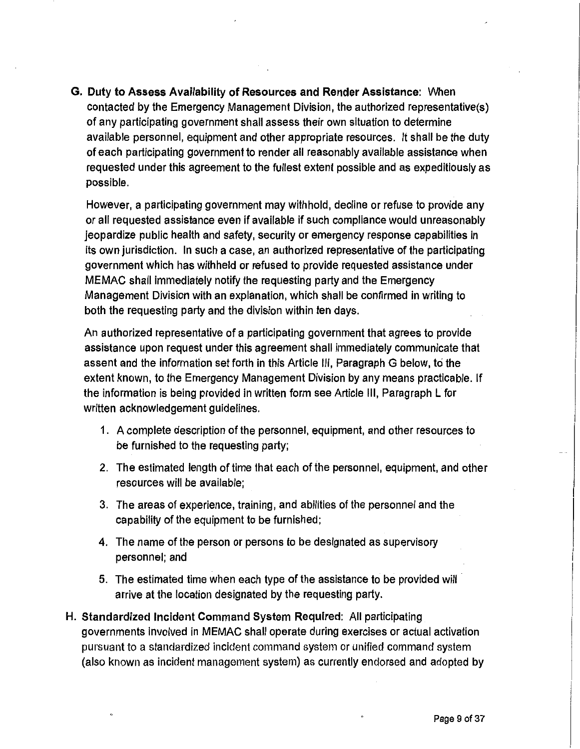G. **Duty to Assess Availability of Resources and Render Assistance**: When contacted by the Emergency Management Division, the authorized representative(s) of any participating government shall assess their own situation to determine available personnel, equipment and other appropriate resources. It shall be the duty of each participating government to render all reasonably available assistance when requested under this agreement to the fullest extent possible and as expeditiously as possible.

   However, a participating government may withhold, decline or refuse to provide any or all requested assistance even if available if such compliance would unreasonably jeopardize public health and safety, security or emergency response capabilities in its own jurisdiction. In such a case, an authorized representative of the participating government which has withheld or refused to provide requested assistance under MEMAC shall immediately notify the requesting party and the Emergency Management Division with an explanation, which shall be confirmed in writing to both the requesting party and the division within ten days.

   An authorized representative of a participating government that agrees to provide assistance upon request under this agreement shall immediately communicate that assent and the information set forth in this Article III, Paragraph G below, to the extent known, to the Emergency Management Division by any means practicable. If the information is being provided in written form see Article III, Paragraph L for written acknowledgement guidelines.

   1. A complete description of the personnel, equipment, and other resources to be furnished to the requesting party;
   2. The estimated length of time that each of the personnel, equipment, and other resources will be available;
   3. The areas of experience, training, and abilities of the personnel and the capability of the equipment to be furnished;
   4. The name of the person or persons to be designated as supervisory personnel; and
   5. The estimated time when each type of the assistance to be provided will arrive at the location designated by the requesting party.

H. **Standardized Incident Command System Required**: All participating governments involved in MEMAC shall operate during exercises or actual activation pursuant to a standardized incident command system or unified command system (also known as incident management system) as currently endorsed and adopted by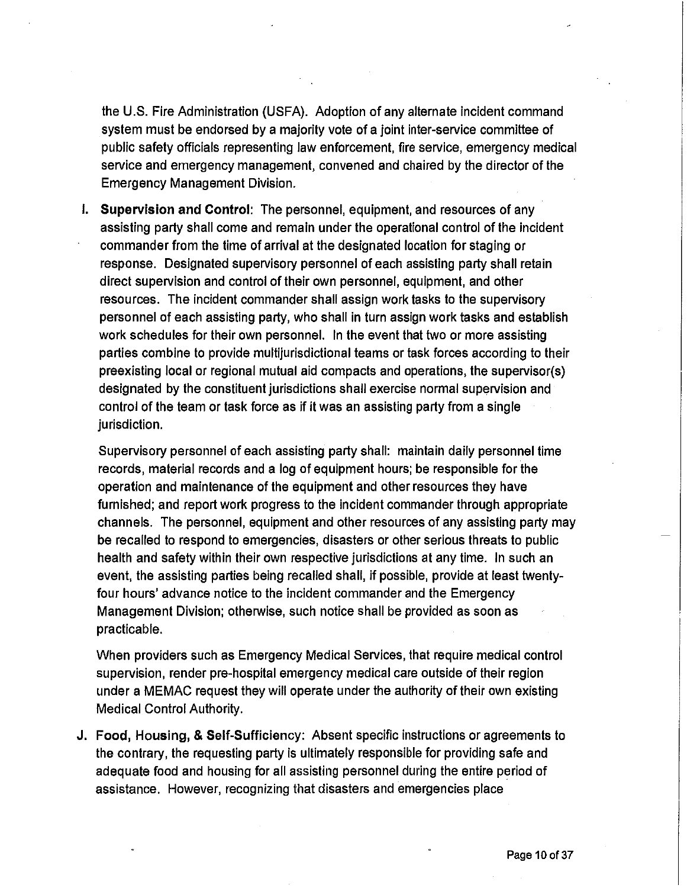the U.S. Fire Administration (USFA). Adoption of any alternate incident command system must be endorsed by a majority vote of a joint inter-service committee of public safety officials representing law enforcement, fire service, emergency medical service and emergency management, convened and chaired by the director of the Emergency Management Division.

I. **Supervision and Control**: The personnel, equipment, and resources of any assisting party shall come and remain under the operational control of the incident commander from the time of arrival at the designated location for staging or response. Designated supervisory personnel of each assisting party shall retain direct supervision and control of their own personnel, equipment, and other resources. The incident commander shall assign work tasks to the supervisory personnel of each assisting party, who shall in turn assign work tasks and establish work schedules for their own personnel. In the event that two or more assisting parties combine to provide multijurisdictional teams or task forces according to their preexisting local or regional mutual aid compacts and operations, the supervisor(s) designated by the constituent jurisdictions shall exercise normal supervision and control of the team or task force as if it was an assisting party from a single jurisdiction.

   Supervisory personnel of each assisting party shall: maintain daily personnel time records, material records and a log of equipment hours; be responsible for the operation and maintenance of the equipment and other resources they have furnished; and report work progress to the incident commander through appropriate channels. The personnel, equipment and other resources of any assisting party may be recalled to respond to emergencies, disasters or other serious threats to public health and safety within their own respective jurisdictions at any time. In such an event, the assisting parties being recalled shall, if possible, provide at least twenty-four hours' advance notice to the incident commander and the Emergency Management Division; otherwise, such notice shall be provided as soon as practicable.

   When providers such as Emergency Medical Services, that require medical control supervision, render pre-hospital emergency medical care outside of their region under a MEMAC request they will operate under the authority of their own existing Medical Control Authority.

J. **Food, Housing, & Self-Sufficiency**: Absent specific instructions or agreements to the contrary, the requesting party is ultimately responsible for providing safe and adequate food and housing for all assisting personnel during the entire period of assistance. However, recognizing that disasters and emergencies place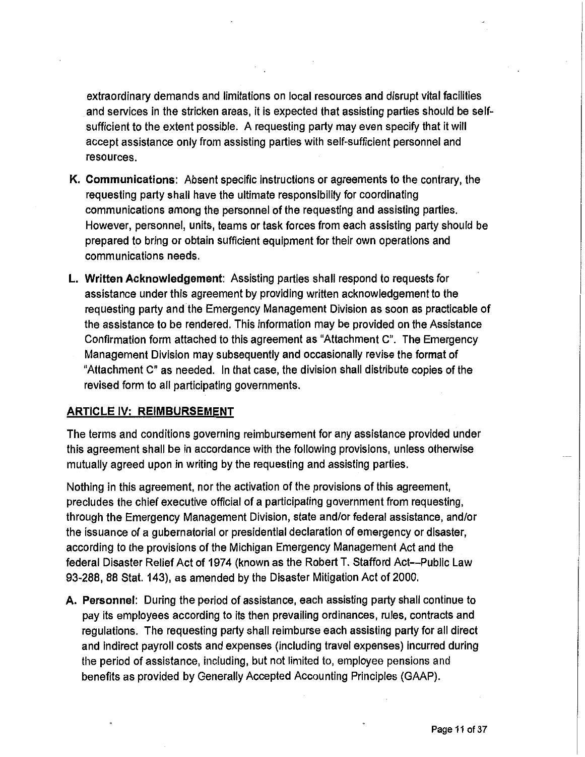extraordinary demands and limitations on local resources and disrupt vital facilities and services in the stricken areas, it is expected that assisting parties should be self-sufficient to the extent possible. A requesting party may even specify that it will accept assistance only from assisting parties with self-sufficient personnel and resources.

**K. Communications**: Absent specific instructions or agreements to the contrary, the requesting party shall have the ultimate responsibility for coordinating communications among the personnel of the requesting and assisting parties. However, personnel, units, teams or task forces from each assisting party should be prepared to bring or obtain sufficient equipment for their own operations and communications needs.

**L. Written Acknowledgement**: Assisting parties shall respond to requests for assistance under this agreement by providing written acknowledgement to the requesting party and the Emergency Management Division as soon as practicable of the assistance to be rendered. This information may be provided on the Assistance Confirmation form attached to this agreement as "Attachment C". The Emergency Management Division may subsequently and occasionally revise the format of "Attachment C" as needed. In that case, the division shall distribute copies of the revised form to all participating governments.

## ARTICLE IV: REIMBURSEMENT

The terms and conditions governing reimbursement for any assistance provided under this agreement shall be in accordance with the following provisions, unless otherwise mutually agreed upon in writing by the requesting and assisting parties.

Nothing in this agreement, nor the activation of the provisions of this agreement, precludes the chief executive official of a participating government from requesting, through the Emergency Management Division, state and/or federal assistance, and/or the issuance of a gubernatorial or presidential declaration of emergency or disaster, according to the provisions of the Michigan Emergency Management Act and the federal Disaster Relief Act of 1974 (known as the Robert T. Stafford Act—Public Law 93-288, 88 Stat. 143), as amended by the Disaster Mitigation Act of 2000.

**A. Personnel**: During the period of assistance, each assisting party shall continue to pay its employees according to its then prevailing ordinances, rules, contracts and regulations. The requesting party shall reimburse each assisting party for all direct and indirect payroll costs and expenses (including travel expenses) incurred during the period of assistance, including, but not limited to, employee pensions and benefits as provided by Generally Accepted Accounting Principles (GAAP).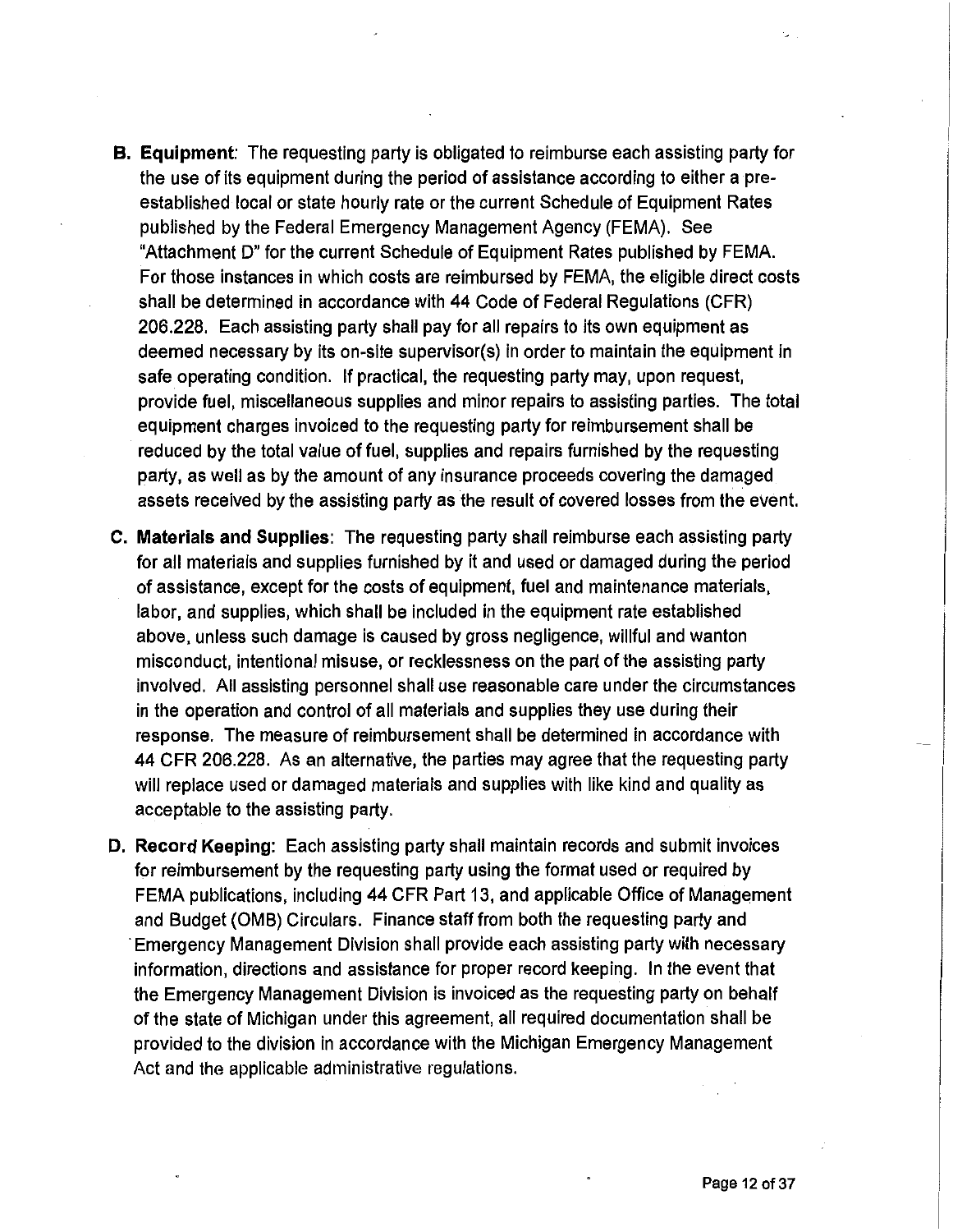**B. Equipment**: The requesting party is obligated to reimburse each assisting party for the use of its equipment during the period of assistance according to either a pre-established local or state hourly rate or the current Schedule of Equipment Rates published by the Federal Emergency Management Agency (FEMA). See "Attachment D" for the current Schedule of Equipment Rates published by FEMA. For those instances in which costs are reimbursed by FEMA, the eligible direct costs shall be determined in accordance with 44 Code of Federal Regulations (CFR) 206.228. Each assisting party shall pay for all repairs to its own equipment as deemed necessary by its on-site supervisor(s) in order to maintain the equipment in safe operating condition. If practical, the requesting party may, upon request, provide fuel, miscellaneous supplies and minor repairs to assisting parties. The total equipment charges invoiced to the requesting party for reimbursement shall be reduced by the total value of fuel, supplies and repairs furnished by the requesting party, as well as by the amount of any insurance proceeds covering the damaged assets received by the assisting party as the result of covered losses from the event.

**C. Materials and Supplies**: The requesting party shall reimburse each assisting party for all materials and supplies furnished by it and used or damaged during the period of assistance, except for the costs of equipment, fuel and maintenance materials, labor, and supplies, which shall be included in the equipment rate established above, unless such damage is caused by gross negligence, willful and wanton misconduct, intentional misuse, or recklessness on the part of the assisting party involved. All assisting personnel shall use reasonable care under the circumstances in the operation and control of all materials and supplies they use during their response. The measure of reimbursement shall be determined in accordance with 44 CFR 206.228. As an alternative, the parties may agree that the requesting party will replace used or damaged materials and supplies with like kind and quality as acceptable to the assisting party.

**D. Record Keeping**: Each assisting party shall maintain records and submit invoices for reimbursement by the requesting party using the format used or required by FEMA publications, including 44 CFR Part 13, and applicable Office of Management and Budget (OMB) Circulars. Finance staff from both the requesting party and Emergency Management Division shall provide each assisting party with necessary information, directions and assistance for proper record keeping. In the event that the Emergency Management Division is invoiced as the requesting party on behalf of the state of Michigan under this agreement, all required documentation shall be provided to the division in accordance with the Michigan Emergency Management Act and the applicable administrative regulations.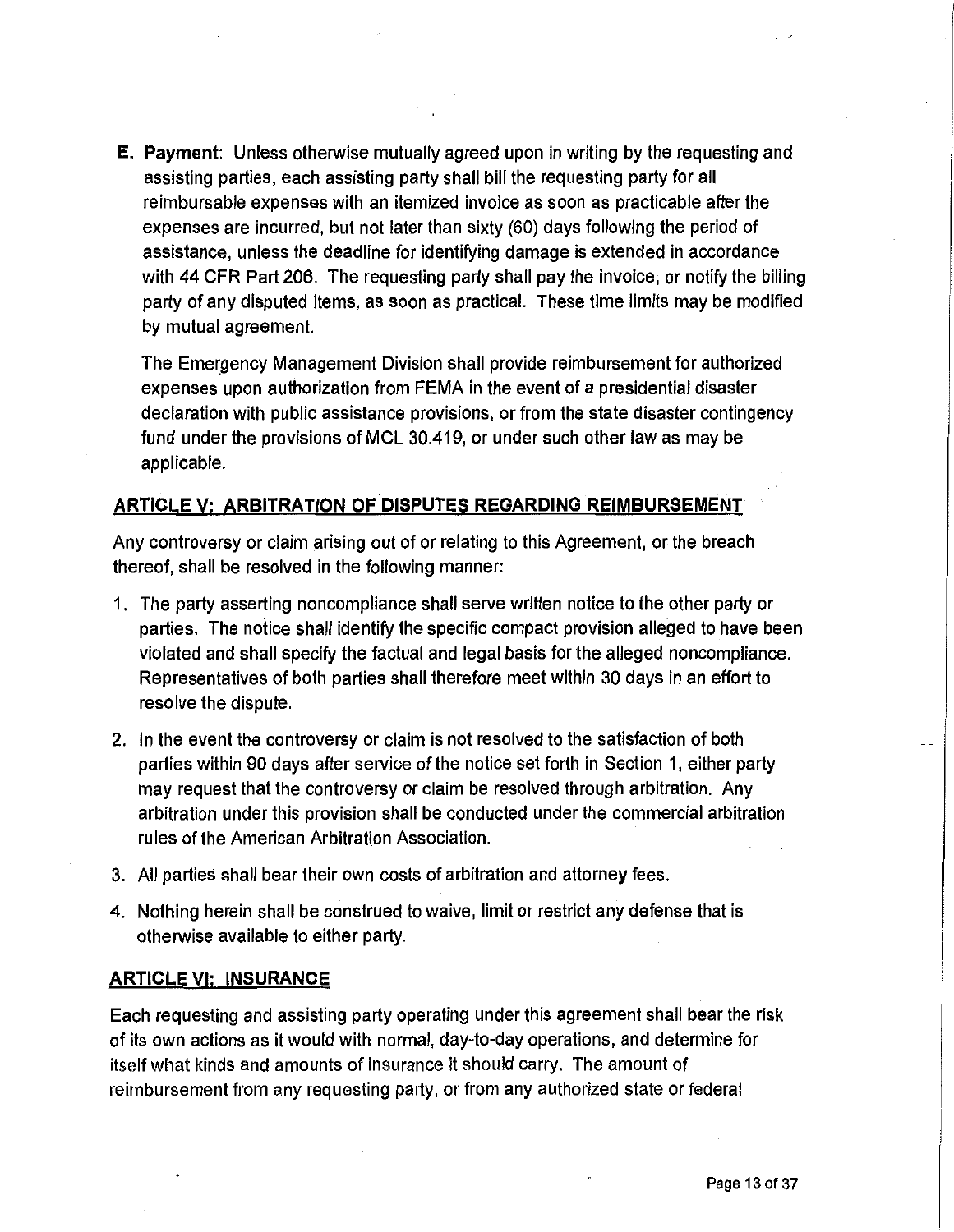**E. Payment**: Unless otherwise mutually agreed upon in writing by the requesting and assisting parties, each assisting party shall bill the requesting party for all reimbursable expenses with an itemized invoice as soon as practicable after the expenses are incurred, but not later than sixty (60) days following the period of assistance, unless the deadline for identifying damage is extended in accordance with 44 CFR Part 206. The requesting party shall pay the invoice, or notify the billing party of any disputed items, as soon as practical. These time limits may be modified by mutual agreement.

The Emergency Management Division shall provide reimbursement for authorized expenses upon authorization from FEMA in the event of a presidential disaster declaration with public assistance provisions, or from the state disaster contingency fund under the provisions of MCL 30.419, or under such other law as may be applicable.

## ARTICLE V: ARBITRATION OF DISPUTES REGARDING REIMBURSEMENT

Any controversy or claim arising out of or relating to this Agreement, or the breach thereof, shall be resolved in the following manner:

1. The party asserting noncompliance shall serve written notice to the other party or parties. The notice shall identify the specific compact provision alleged to have been violated and shall specify the factual and legal basis for the alleged noncompliance. Representatives of both parties shall therefore meet within 30 days in an effort to resolve the dispute.
2. In the event the controversy or claim is not resolved to the satisfaction of both parties within 90 days after service of the notice set forth in Section 1, either party may request that the controversy or claim be resolved through arbitration. Any arbitration under this provision shall be conducted under the commercial arbitration rules of the American Arbitration Association.
3. All parties shall bear their own costs of arbitration and attorney fees.
4. Nothing herein shall be construed to waive, limit or restrict any defense that is otherwise available to either party.

## ARTICLE VI: INSURANCE

Each requesting and assisting party operating under this agreement shall bear the risk of its own actions as it would with normal, day-to-day operations, and determine for itself what kinds and amounts of insurance it should carry. The amount of reimbursement from any requesting party, or from any authorized state or federal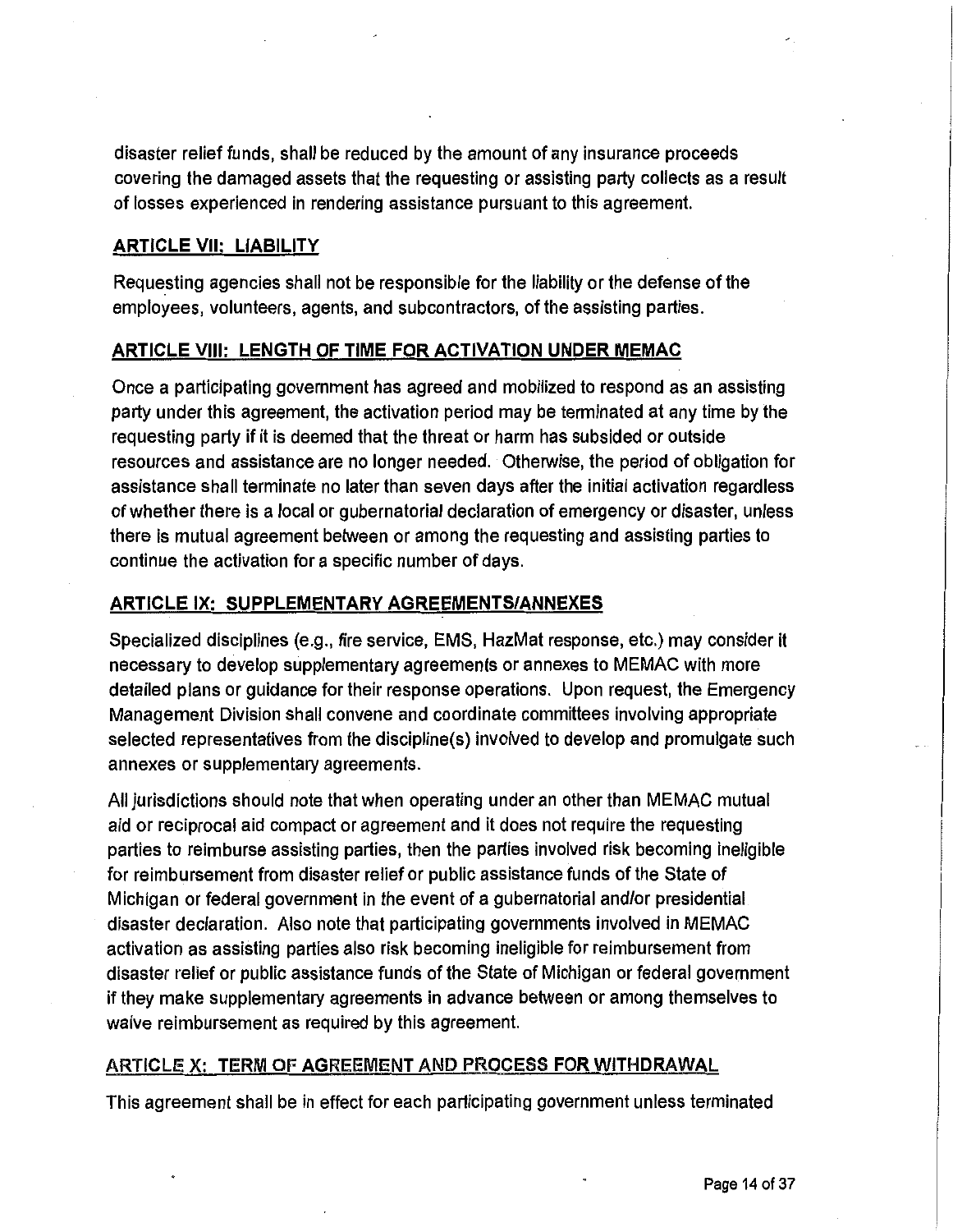disaster relief funds, shall be reduced by the amount of any insurance proceeds covering the damaged assets that the requesting or assisting party collects as a result of losses experienced in rendering assistance pursuant to this agreement.

## ARTICLE VII: LIABILITY

Requesting agencies shall not be responsible for the liability or the defense of the employees, volunteers, agents, and subcontractors, of the assisting parties.

## ARTICLE VIII: LENGTH OF TIME FOR ACTIVATION UNDER MEMAC

Once a participating government has agreed and mobilized to respond as an assisting party under this agreement, the activation period may be terminated at any time by the requesting party if it is deemed that the threat or harm has subsided or outside resources and assistance are no longer needed. Otherwise, the period of obligation for assistance shall terminate no later than seven days after the initial activation regardless of whether there is a local or gubernatorial declaration of emergency or disaster, unless there is mutual agreement between or among the requesting and assisting parties to continue the activation for a specific number of days.

## ARTICLE IX: SUPPLEMENTARY AGREEMENTS/ANNEXES

Specialized disciplines (e.g., fire service, EMS, HazMat response, etc.) may consider it necessary to develop supplementary agreements or annexes to MEMAC with more detailed plans or guidance for their response operations. Upon request, the Emergency Management Division shall convene and coordinate committees involving appropriate selected representatives from the discipline(s) involved to develop and promulgate such annexes or supplementary agreements.

All jurisdictions should note that when operating under an other than MEMAC mutual aid or reciprocal aid compact or agreement and it does not require the requesting parties to reimburse assisting parties, then the parties involved risk becoming ineligible for reimbursement from disaster relief or public assistance funds of the State of Michigan or federal government in the event of a gubernatorial and/or presidential disaster declaration. Also note that participating governments involved in MEMAC activation as assisting parties also risk becoming ineligible for reimbursement from disaster relief or public assistance funds of the State of Michigan or federal government if they make supplementary agreements in advance between or among themselves to waive reimbursement as required by this agreement.

## ARTICLE X: TERM OF AGREEMENT AND PROCESS FOR WITHDRAWAL

This agreement shall be in effect for each participating government unless terminated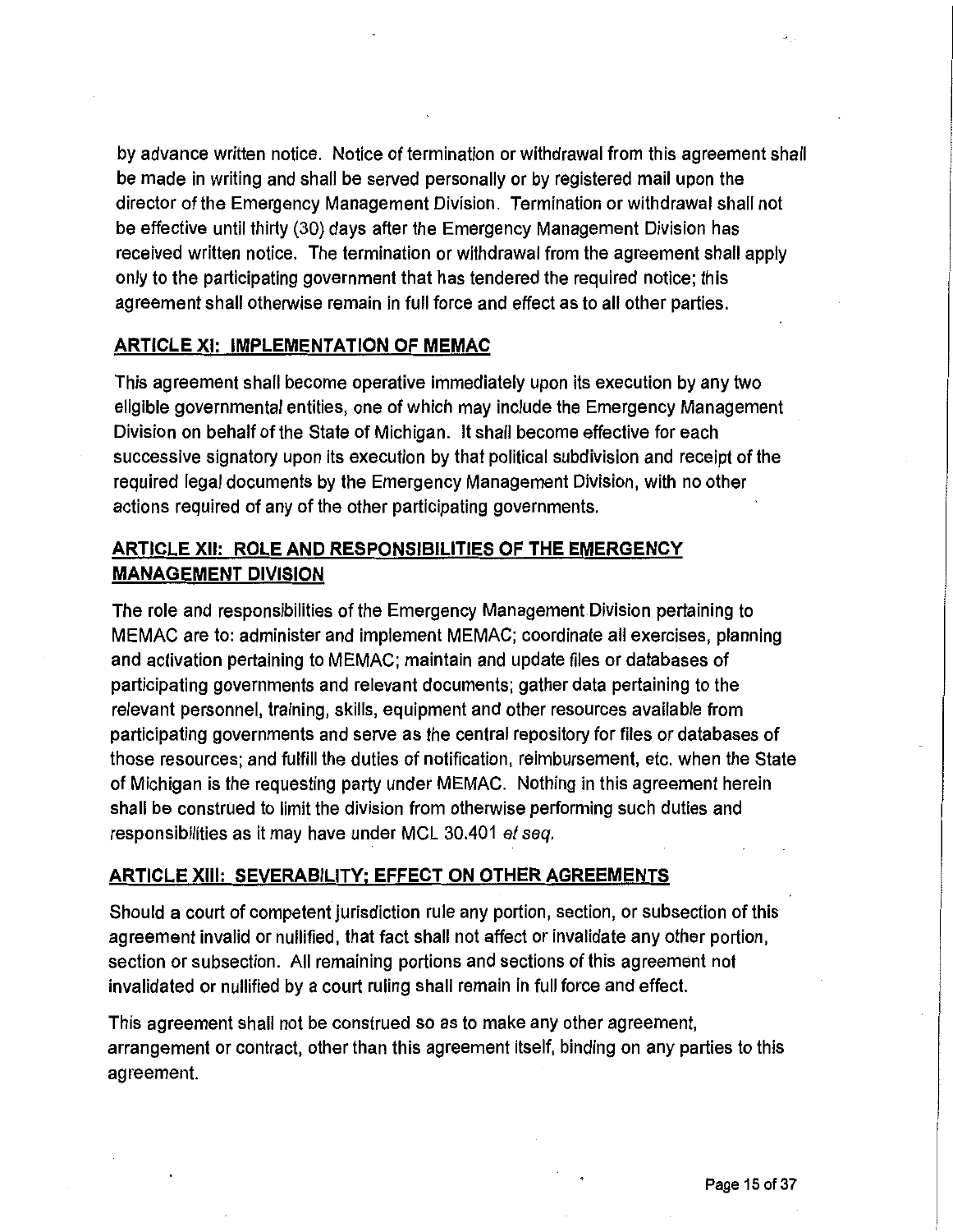by advance written notice. Notice of termination or withdrawal from this agreement shall be made in writing and shall be served personally or by registered mail upon the director of the Emergency Management Division. Termination or withdrawal shall not be effective until thirty (30) days after the Emergency Management Division has received written notice. The termination or withdrawal from the agreement shall apply only to the participating government that has tendered the required notice; this agreement shall otherwise remain in full force and effect as to all other parties.

## ARTICLE XI: IMPLEMENTATION OF MEMAC

This agreement shall become operative immediately upon its execution by any two eligible governmental entities, one of which may include the Emergency Management Division on behalf of the State of Michigan. It shall become effective for each successive signatory upon its execution by that political subdivision and receipt of the required legal documents by the Emergency Management Division, with no other actions required of any of the other participating governments.

## ARTICLE XII: ROLE AND RESPONSIBILITIES OF THE EMERGENCY MANAGEMENT DIVISION

The role and responsibilities of the Emergency Management Division pertaining to MEMAC are to: administer and implement MEMAC; coordinate all exercises, planning and activation pertaining to MEMAC; maintain and update files or databases of participating governments and relevant documents; gather data pertaining to the relevant personnel, training, skills, equipment and other resources available from participating governments and serve as the central repository for files or databases of those resources; and fulfill the duties of notification, reimbursement, etc. when the State of Michigan is the requesting party under MEMAC. Nothing in this agreement herein shall be construed to limit the division from otherwise performing such duties and responsibilities as it may have under MCL 30.401 *et seq.*

## ARTICLE XIII: SEVERABILITY; EFFECT ON OTHER AGREEMENTS

Should a court of competent jurisdiction rule any portion, section, or subsection of this agreement invalid or nullified, that fact shall not affect or invalidate any other portion, section or subsection. All remaining portions and sections of this agreement not invalidated or nullified by a court ruling shall remain in full force and effect.

This agreement shall not be construed so as to make any other agreement, arrangement or contract, other than this agreement itself, binding on any parties to this agreement.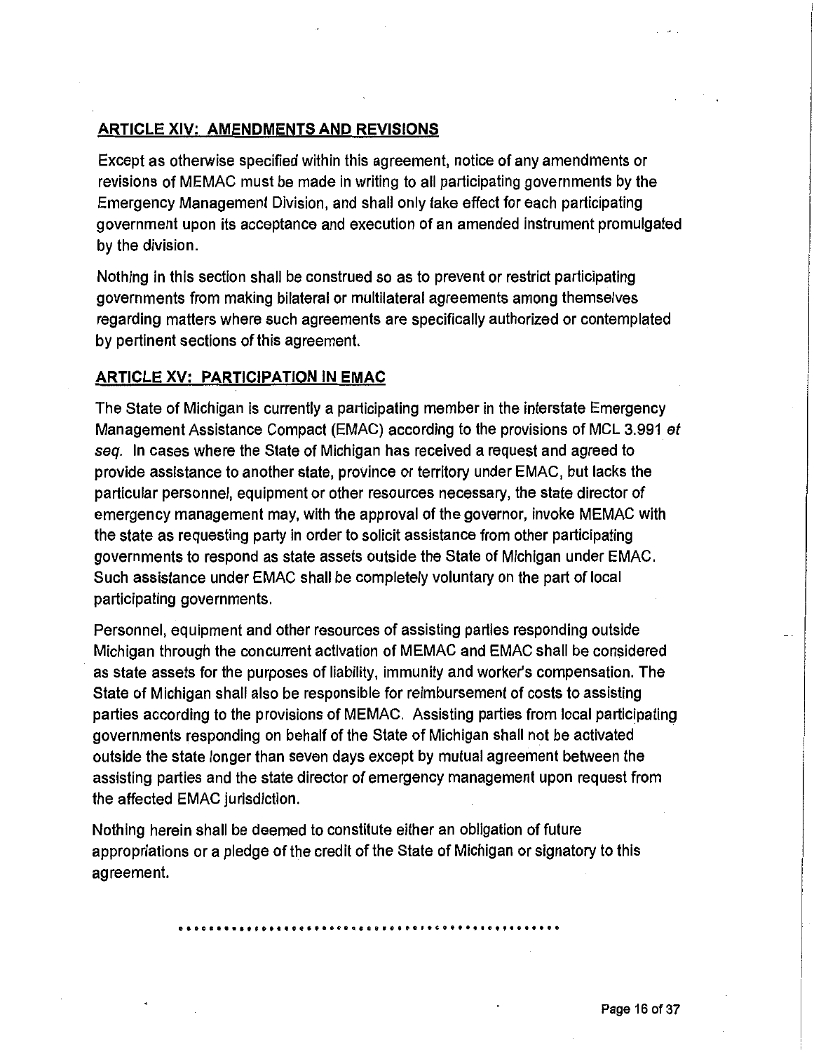## ARTICLE XIV: AMENDMENTS AND REVISIONS

Except as otherwise specified within this agreement, notice of any amendments or revisions of MEMAC must be made in writing to all participating governments by the Emergency Management Division, and shall only take effect for each participating government upon its acceptance and execution of an amended instrument promulgated by the division.

Nothing in this section shall be construed so as to prevent or restrict participating governments from making bilateral or multilateral agreements among themselves regarding matters where such agreements are specifically authorized or contemplated by pertinent sections of this agreement.

## ARTICLE XV: PARTICIPATION IN EMAC

The State of Michigan is currently a participating member in the interstate Emergency Management Assistance Compact (EMAC) according to the provisions of MCL 3.991 *et seq.* In cases where the State of Michigan has received a request and agreed to provide assistance to another state, province or territory under EMAC, but lacks the particular personnel, equipment or other resources necessary, the state director of emergency management may, with the approval of the governor, invoke MEMAC with the state as requesting party in order to solicit assistance from other participating governments to respond as state assets outside the State of Michigan under EMAC. Such assistance under EMAC shall be completely voluntary on the part of local participating governments.

Personnel, equipment and other resources of assisting parties responding outside Michigan through the concurrent activation of MEMAC and EMAC shall be considered as state assets for the purposes of liability, immunity and worker's compensation. The State of Michigan shall also be responsible for reimbursement of costs to assisting parties according to the provisions of MEMAC. Assisting parties from local participating governments responding on behalf of the State of Michigan shall not be activated outside the state longer than seven days except by mutual agreement between the assisting parties and the state director of emergency management upon request from the affected EMAC jurisdiction.

Nothing herein shall be deemed to constitute either an obligation of future appropriations or a pledge of the credit of the State of Michigan or signatory to this agreement.

..................................................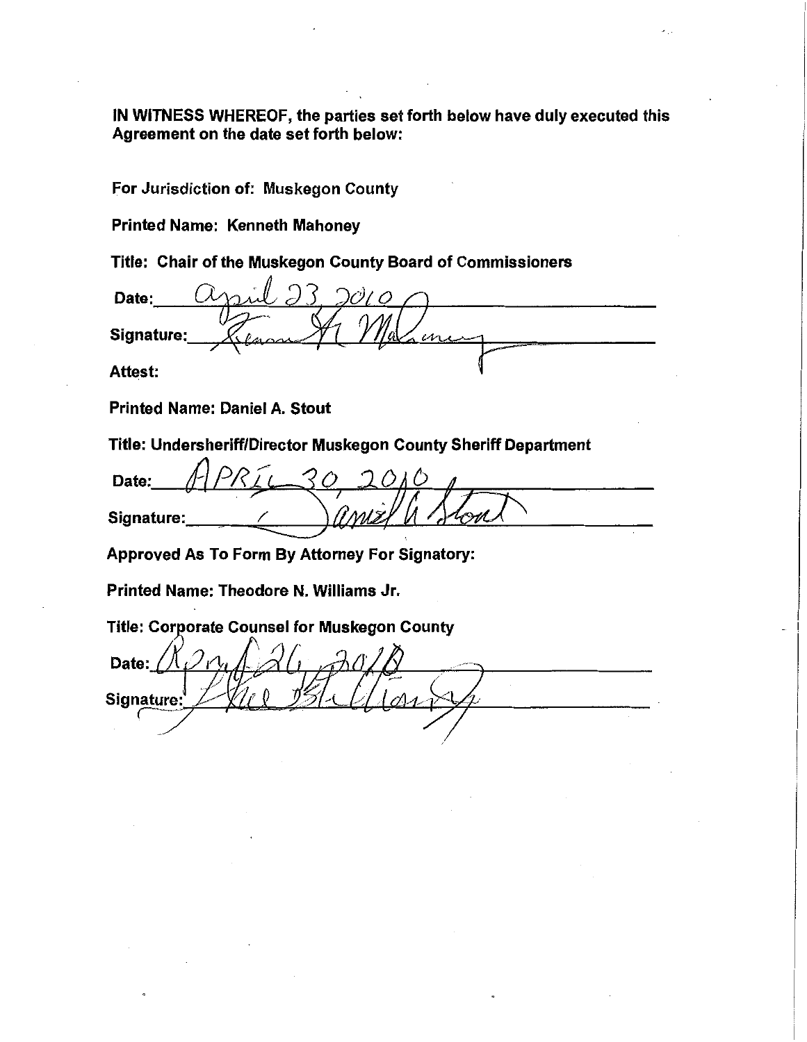**IN WITNESS WHEREOF, the parties set forth below have duly executed this Agreement on the date set forth below:**

**For Jurisdiction of: Muskegon County**

**Printed Name: Kenneth Mahoney**

**Title: Chair of the Muskegon County Board of Commissioners**

**Date:** April 23 2010

**Signature:** Kenneth H. Mahoney

**Attest:**

**Printed Name: Daniel A. Stout**

**Title: Undersheriff/Director Muskegon County Sheriff Department**

**Date:** APRIL 30, 2010

**Signature:** Daniel A. Stout

**Approved As To Form By Attorney For Signatory:**

**Printed Name: Theodore N. Williams Jr.**

**Title: Corporate Counsel for Muskegon County**

**Date:** April 26, 2010

**Signature:** [signature]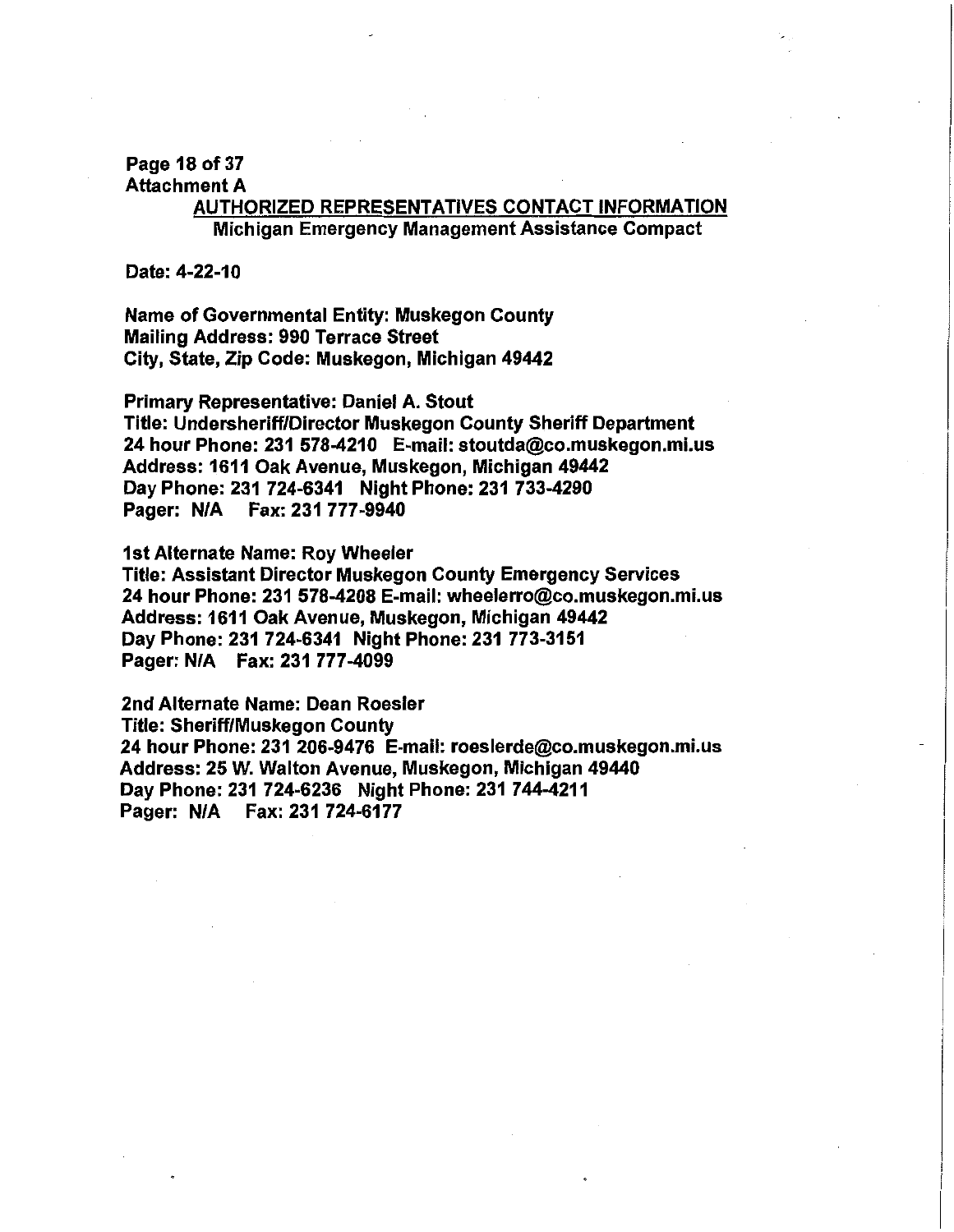Page 18 of 37
Attachment A

## AUTHORIZED REPRESENTATIVES CONTACT INFORMATION
### Michigan Emergency Management Assistance Compact

Date: 4-22-10

Name of Governmental Entity: Muskegon County
Mailing Address: 990 Terrace Street
City, State, Zip Code: Muskegon, Michigan 49442

Primary Representative: Daniel A. Stout
Title: Undersheriff/Director Muskegon County Sheriff Department
24 hour Phone: 231 578-4210 E-mail: stoutda@co.muskegon.mi.us
Address: 1611 Oak Avenue, Muskegon, Michigan 49442
Day Phone: 231 724-6341 Night Phone: 231 733-4290
Pager: N/A Fax: 231 777-9940

1st Alternate Name: Roy Wheeler
Title: Assistant Director Muskegon County Emergency Services
24 hour Phone: 231 578-4208 E-mail: wheelerro@co.muskegon.mi.us
Address: 1611 Oak Avenue, Muskegon, Michigan 49442
Day Phone: 231 724-6341 Night Phone: 231 773-3151
Pager: N/A Fax: 231 777-4099

2nd Alternate Name: Dean Roesler
Title: Sheriff/Muskegon County
24 hour Phone: 231 206-9476 E-mail: roeslerde@co.muskegon.mi.us
Address: 25 W. Walton Avenue, Muskegon, Michigan 49440
Day Phone: 231 724-6236 Night Phone: 231 744-4211
Pager: N/A Fax: 231 724-6177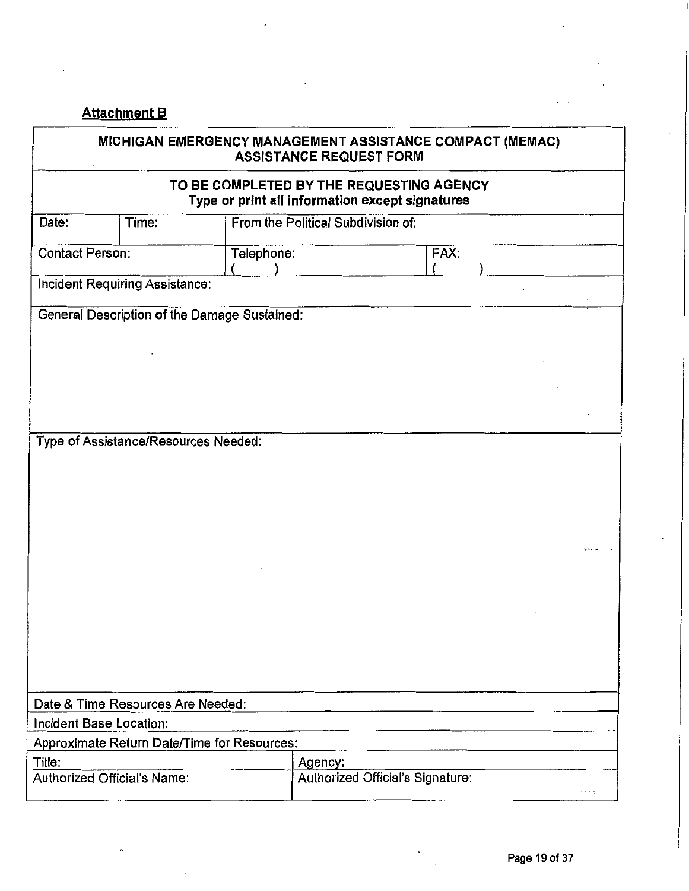**Attachment B**

| MICHIGAN EMERGENCY MANAGEMENT ASSISTANCE COMPACT (MEMAC) ASSISTANCE REQUEST FORM | | | |
|---|---|---|---|
| **TO BE COMPLETED BY THE REQUESTING AGENCY**<br>**Type or print all information except signatures** | | | |
| Date: | Time: | From the Political Subdivision of: | |
| Contact Person: | | Telephone:<br>(     ) | FAX:<br>(     ) |
| Incident Requiring Assistance: | | | |
| General Description of the Damage Sustained: | | | |
| Type of Assistance/Resources Needed: | | | |
| Date & Time Resources Are Needed: | | | |
| Incident Base Location: | | | |
| Approximate Return Date/Time for Resources: | | | |
| Title: | | Agency: | |
| Authorized Official's Name: | | Authorized Official's Signature: | |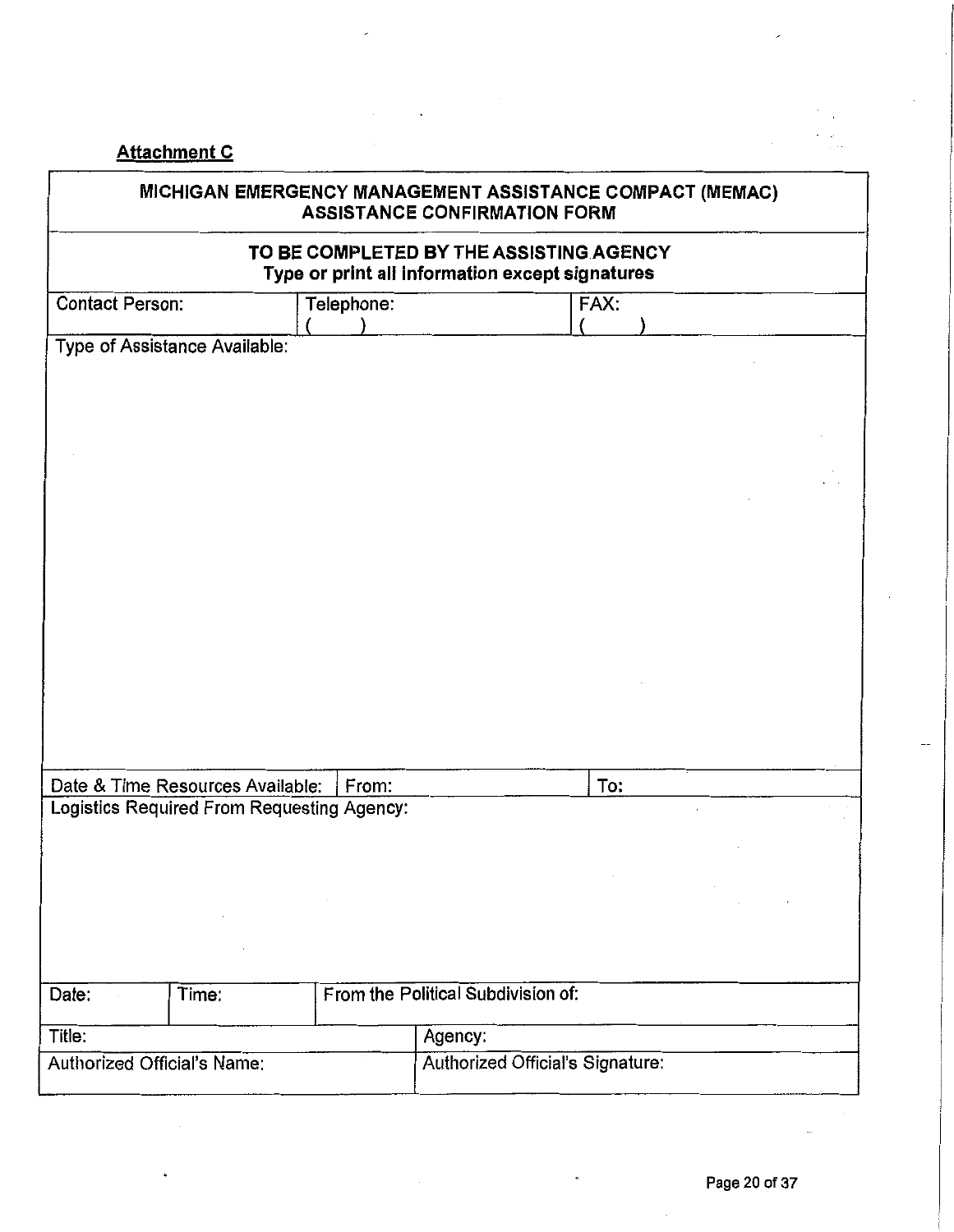**Attachment C**

| MICHIGAN EMERGENCY MANAGEMENT ASSISTANCE COMPACT (MEMAC) ASSISTANCE CONFIRMATION FORM | | |
|---|---|---|
| **TO BE COMPLETED BY THE ASSISTING AGENCY**<br>**Type or print all information except signatures** | | |
| Contact Person: | Telephone:<br>(  ) | FAX:<br>(  ) |
| Type of Assistance Available: | | |
| Date & Time Resources Available: | From: | To: |
| Logistics Required From Requesting Agency: | | |

| Date: | Time: | From the Political Subdivision of: |
|---|---|---|
| Title: | | Agency: |
| Authorized Official's Name: | | Authorized Official's Signature: |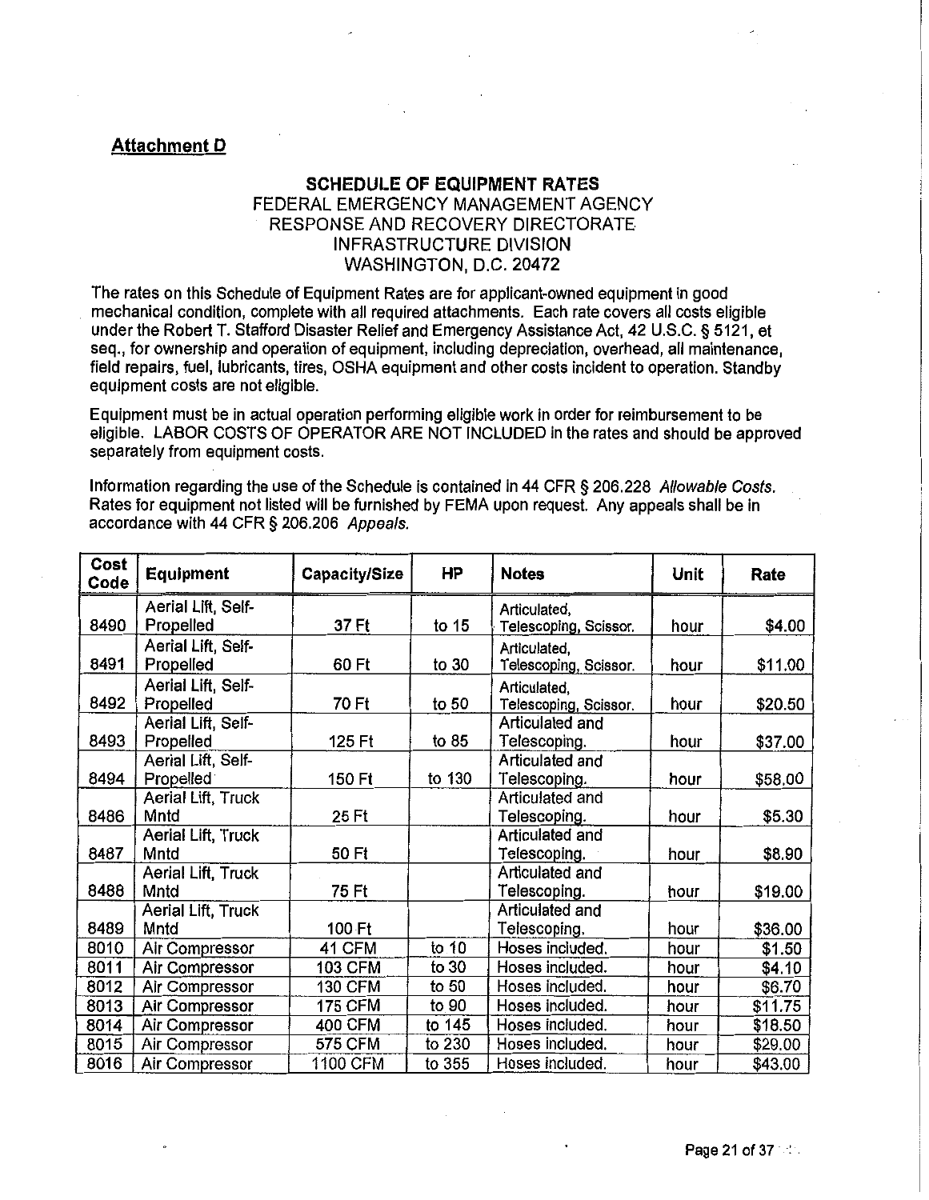## Attachment D

### SCHEDULE OF EQUIPMENT RATES

FEDERAL EMERGENCY MANAGEMENT AGENCY
RESPONSE AND RECOVERY DIRECTORATE
INFRASTRUCTURE DIVISION
WASHINGTON, D.C. 20472

The rates on this Schedule of Equipment Rates are for applicant-owned equipment in good mechanical condition, complete with all required attachments. Each rate covers all costs eligible under the Robert T. Stafford Disaster Relief and Emergency Assistance Act, 42 U.S.C. § 5121, et seq., for ownership and operation of equipment, including depreciation, overhead, all maintenance, field repairs, fuel, lubricants, tires, OSHA equipment and other costs incident to operation. Standby equipment costs are not eligible.

Equipment must be in actual operation performing eligible work in order for reimbursement to be eligible. LABOR COSTS OF OPERATOR ARE NOT INCLUDED in the rates and should be approved separately from equipment costs.

Information regarding the use of the Schedule is contained in 44 CFR § 206.228 *Allowable Costs.* Rates for equipment not listed will be furnished by FEMA upon request. Any appeals shall be in accordance with 44 CFR § 206.206 *Appeals.*

| Cost Code | Equipment | Capacity/Size | HP | Notes | Unit | Rate |
|---|---|---|---|---|---|---|
| 8490 | Aerial Lift, Self-Propelled | 37 Ft | to 15 | Articulated, Telescoping, Scissor. | hour | $4.00 |
| 8491 | Aerial Lift, Self-Propelled | 60 Ft | to 30 | Articulated, Telescoping, Scissor. | hour | $11.00 |
| 8492 | Aerial Lift, Self-Propelled | 70 Ft | to 50 | Articulated, Telescoping, Scissor. | hour | $20.50 |
| 8493 | Aerial Lift, Self-Propelled | 125 Ft | to 85 | Articulated and Telescoping. | hour | $37.00 |
| 8494 | Aerial Lift, Self-Propelled | 150 Ft | to 130 | Articulated and Telescoping. | hour | $58.00 |
| 8486 | Aerial Lift, Truck Mntd | 25 Ft | | Articulated and Telescoping. | hour | $5.30 |
| 8487 | Aerial Lift, Truck Mntd | 50 Ft | | Articulated and Telescoping. | hour | $8.90 |
| 8488 | Aerial Lift, Truck Mntd | 75 Ft | | Articulated and Telescoping. | hour | $19.00 |
| 8489 | Aerial Lift, Truck Mntd | 100 Ft | | Articulated and Telescoping. | hour | $36.00 |
| 8010 | Air Compressor | 41 CFM | to 10 | Hoses included. | hour | $1.50 |
| 8011 | Air Compressor | 103 CFM | to 30 | Hoses included. | hour | $4.10 |
| 8012 | Air Compressor | 130 CFM | to 50 | Hoses included. | hour | $6.70 |
| 8013 | Air Compressor | 175 CFM | to 90 | Hoses included. | hour | $11.75 |
| 8014 | Air Compressor | 400 CFM | to 145 | Hoses included. | hour | $18.50 |
| 8015 | Air Compressor | 575 CFM | to 230 | Hoses included. | hour | $29.00 |
| 8016 | Air Compressor | 1100 CFM | to 355 | Hoses included. | hour | $43.00 |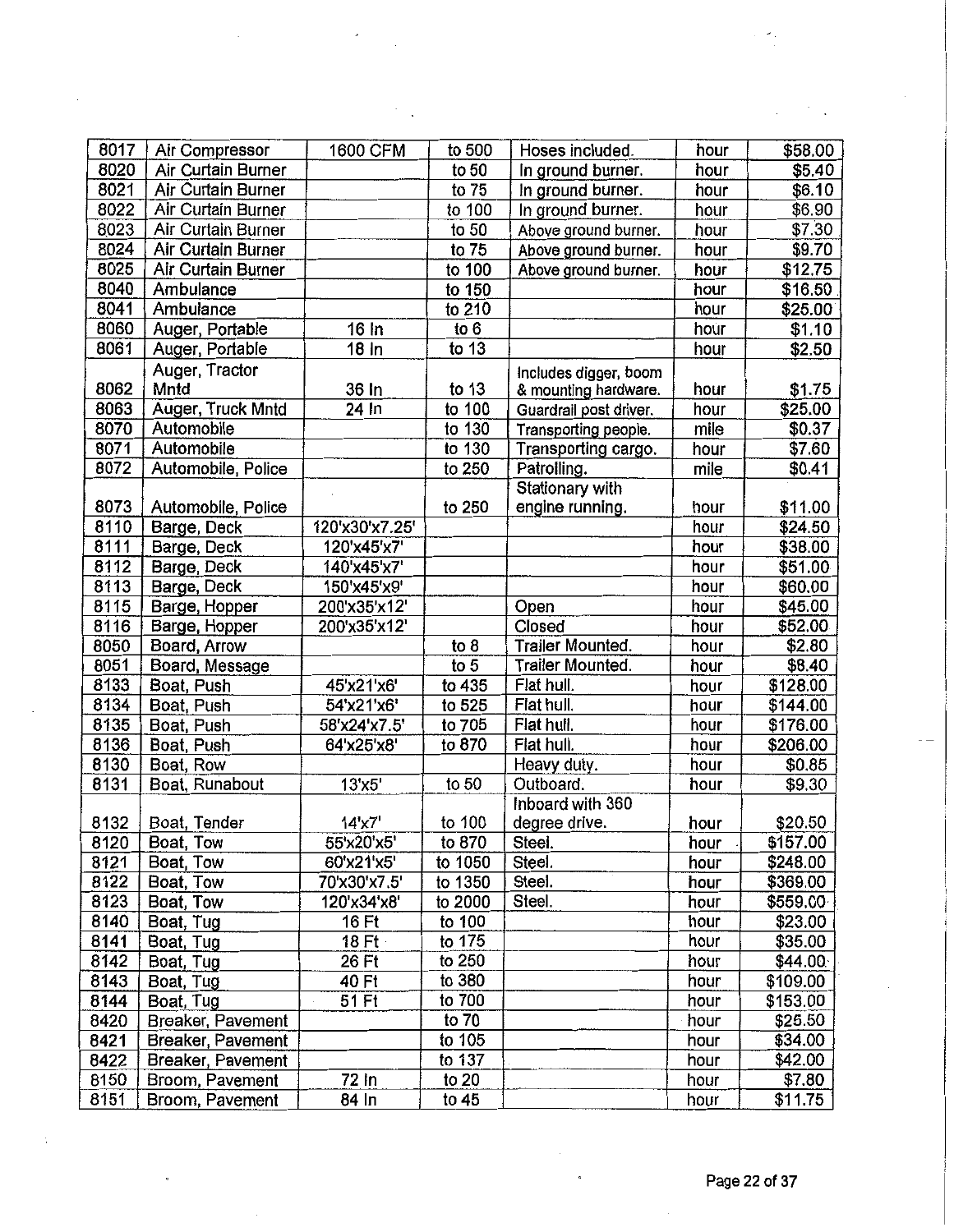| 8017 | Air Compressor | 1600 CFM | to 500 | Hoses included. | hour | $58.00 |
|---|---|---|---|---|---|---|
| 8020 | Air Curtain Burner | | to 50 | In ground burner. | hour | $5.40 |
| 8021 | Air Curtain Burner | | to 75 | In ground burner. | hour | $6.10 |
| 8022 | Air Curtain Burner | | to 100 | In ground burner. | hour | $6.90 |
| 8023 | Air Curtain Burner | | to 50 | Above ground burner. | hour | $7.30 |
| 8024 | Air Curtain Burner | | to 75 | Above ground burner. | hour | $9.70 |
| 8025 | Air Curtain Burner | | to 100 | Above ground burner. | hour | $12.75 |
| 8040 | Ambulance | | to 150 | | hour | $16.50 |
| 8041 | Ambulance | | to 210 | | hour | $25.00 |
| 8060 | Auger, Portable | 16 In | to 6 | | hour | $1.10 |
| 8061 | Auger, Portable | 18 In | to 13 | | hour | $2.50 |
| 8062 | Auger, Tractor Mntd | 36 In | to 13 | Includes digger, boom & mounting hardware. | hour | $1.75 |
| 8063 | Auger, Truck Mntd | 24 In | to 100 | Guardrail post driver. | hour | $25.00 |
| 8070 | Automobile | | to 130 | Transporting people. | mile | $0.37 |
| 8071 | Automobile | | to 130 | Transporting cargo. | hour | $7.60 |
| 8072 | Automobile, Police | | to 250 | Patrolling. | mile | $0.41 |
| 8073 | Automobile, Police | | to 250 | Stationary with engine running. | hour | $11.00 |
| 8110 | Barge, Deck | 120'x30'x7.25' | | | hour | $24.50 |
| 8111 | Barge, Deck | 120'x45'x7' | | | hour | $38.00 |
| 8112 | Barge, Deck | 140'x45'x7' | | | hour | $51.00 |
| 8113 | Barge, Deck | 150'x45'x9' | | | hour | $60.00 |
| 8115 | Barge, Hopper | 200'x35'x12' | | Open | hour | $45.00 |
| 8116 | Barge, Hopper | 200'x35'x12' | | Closed | hour | $52.00 |
| 8050 | Board, Arrow | | to 8 | Trailer Mounted. | hour | $2.80 |
| 8051 | Board, Message | | to 5 | Trailer Mounted. | hour | $8.40 |
| 8133 | Boat, Push | 45'x21'x6' | to 435 | Flat hull. | hour | $128.00 |
| 8134 | Boat, Push | 54'x21'x6' | to 525 | Flat hull. | hour | $144.00 |
| 8135 | Boat, Push | 58'x24'x7.5' | to 705 | Flat hull. | hour | $176.00 |
| 8136 | Boat, Push | 64'x25'x8' | to 870 | Flat hull. | hour | $206.00 |
| 8130 | Boat, Row | | | Heavy duty. | hour | $0.85 |
| 8131 | Boat, Runabout | 13'x5' | to 50 | Outboard. | hour | $9.30 |
| 8132 | Boat, Tender | 14'x7' | to 100 | Inboard with 360 degree drive. | hour | $20.50 |
| 8120 | Boat, Tow | 55'x20'x5' | to 870 | Steel. | hour | $157.00 |
| 8121 | Boat, Tow | 60'x21'x5' | to 1050 | Steel. | hour | $248.00 |
| 8122 | Boat, Tow | 70'x30'x7.5' | to 1350 | Steel. | hour | $369.00 |
| 8123 | Boat, Tow | 120'x34'x8' | to 2000 | Steel. | hour | $559.00 |
| 8140 | Boat, Tug | 16 Ft | to 100 | | hour | $23.00 |
| 8141 | Boat, Tug | 18 Ft | to 175 | | hour | $35.00 |
| 8142 | Boat, Tug | 26 Ft | to 250 | | hour | $44.00 |
| 8143 | Boat, Tug | 40 Ft | to 380 | | hour | $109.00 |
| 8144 | Boat, Tug | 51 Ft | to 700 | | hour | $153.00 |
| 8420 | Breaker, Pavement | | to 70 | | hour | $25.50 |
| 8421 | Breaker, Pavement | | to 105 | | hour | $34.00 |
| 8422 | Breaker, Pavement | | to 137 | | hour | $42.00 |
| 8150 | Broom, Pavement | 72 In | to 20 | | hour | $7.80 |
| 8151 | Broom, Pavement | 84 In | to 45 | | hour | $11.75 |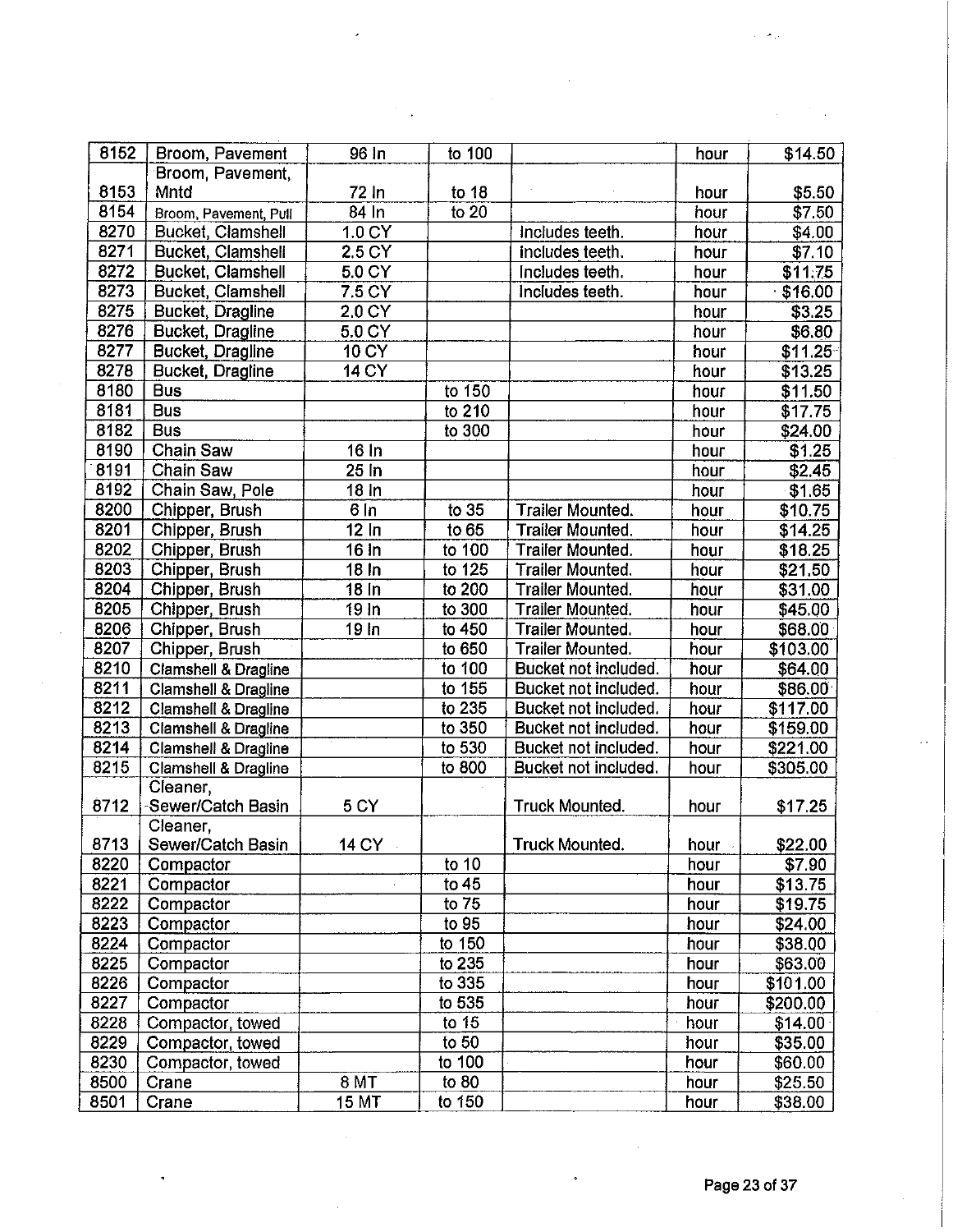| 8152 | Broom, Pavement | 96 In | to 100 | | hour | $14.50 |
|---|---|---|---|---|---|---|
| 8153 | Broom, Pavement, Mntd | 72 In | to 18 | | hour | $5.50 |
| 8154 | Broom, Pavement, Pull | 84 In | to 20 | | hour | $7.50 |
| 8270 | Bucket, Clamshell | 1.0 CY | | Includes teeth. | hour | $4.00 |
| 8271 | Bucket, Clamshell | 2.5 CY | | Includes teeth. | hour | $7.10 |
| 8272 | Bucket, Clamshell | 5.0 CY | | Includes teeth. | hour | $11.75 |
| 8273 | Bucket, Clamshell | 7.5 CY | | Includes teeth. | hour | $16.00 |
| 8275 | Bucket, Dragline | 2.0 CY | | | hour | $3.25 |
| 8276 | Bucket, Dragline | 5.0 CY | | | hour | $6.80 |
| 8277 | Bucket, Dragline | 10 CY | | | hour | $11.25 |
| 8278 | Bucket, Dragline | 14 CY | | | hour | $13.25 |
| 8180 | Bus | | to 150 | | hour | $11.50 |
| 8181 | Bus | | to 210 | | hour | $17.75 |
| 8182 | Bus | | to 300 | | hour | $24.00 |
| 8190 | Chain Saw | 16 In | | | hour | $1.25 |
| 8191 | Chain Saw | 25 In | | | hour | $2.45 |
| 8192 | Chain Saw, Pole | 18 In | | | hour | $1.65 |
| 8200 | Chipper, Brush | 6 In | to 35 | Trailer Mounted. | hour | $10.75 |
| 8201 | Chipper, Brush | 12 In | to 65 | Trailer Mounted. | hour | $14.25 |
| 8202 | Chipper, Brush | 16 In | to 100 | Trailer Mounted. | hour | $18.25 |
| 8203 | Chipper, Brush | 18 In | to 125 | Trailer Mounted. | hour | $21.50 |
| 8204 | Chipper, Brush | 18 In | to 200 | Trailer Mounted. | hour | $31.00 |
| 8205 | Chipper, Brush | 19 In | to 300 | Trailer Mounted. | hour | $45.00 |
| 8206 | Chipper, Brush | 19 In | to 450 | Trailer Mounted. | hour | $68.00 |
| 8207 | Chipper, Brush | | to 650 | Trailer Mounted. | hour | $103.00 |
| 8210 | Clamshell & Dragline | | to 100 | Bucket not included. | hour | $64.00 |
| 8211 | Clamshell & Dragline | | to 155 | Bucket not included. | hour | $86.00 |
| 8212 | Clamshell & Dragline | | to 235 | Bucket not included. | hour | $117.00 |
| 8213 | Clamshell & Dragline | | to 350 | Bucket not included. | hour | $159.00 |
| 8214 | Clamshell & Dragline | | to 530 | Bucket not included. | hour | $221.00 |
| 8215 | Clamshell & Dragline | | to 800 | Bucket not included. | hour | $305.00 |
| 8712 | Cleaner, Sewer/Catch Basin | 5 CY | | Truck Mounted. | hour | $17.25 |
| 8713 | Cleaner, Sewer/Catch Basin | 14 CY | | Truck Mounted. | hour | $22.00 |
| 8220 | Compactor | | to 10 | | hour | $7.90 |
| 8221 | Compactor | | to 45 | | hour | $13.75 |
| 8222 | Compactor | | to 75 | | hour | $19.75 |
| 8223 | Compactor | | to 95 | | hour | $24.00 |
| 8224 | Compactor | | to 150 | | hour | $38.00 |
| 8225 | Compactor | | to 235 | | hour | $63.00 |
| 8226 | Compactor | | to 335 | | hour | $101.00 |
| 8227 | Compactor | | to 535 | | hour | $200.00 |
| 8228 | Compactor, towed | | to 15 | | hour | $14.00 |
| 8229 | Compactor, towed | | to 50 | | hour | $35.00 |
| 8230 | Compactor, towed | | to 100 | | hour | $60.00 |
| 8500 | Crane | 8 MT | to 80 | | hour | $25.50 |
| 8501 | Crane | 15 MT | to 150 | | hour | $38.00 |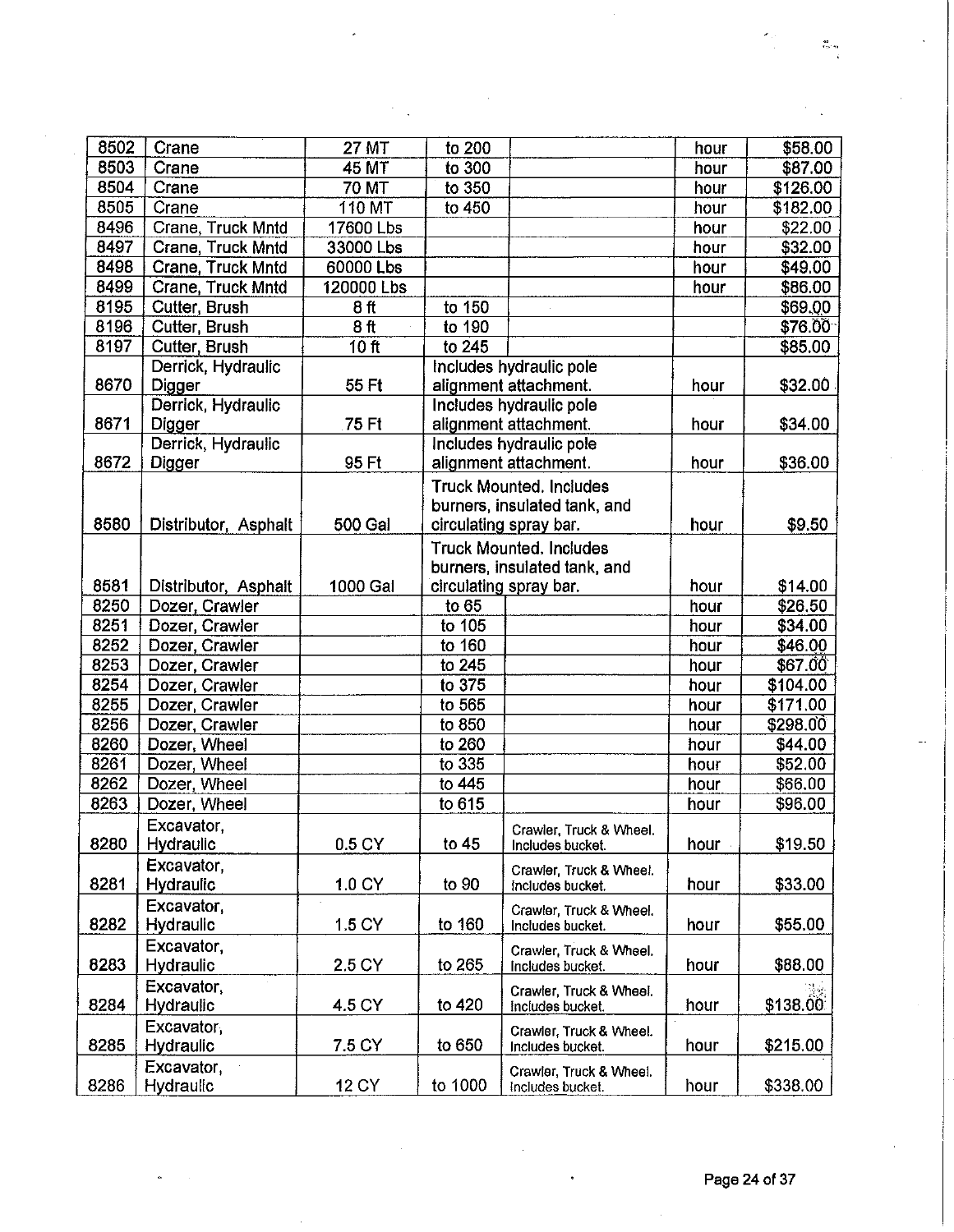| | | | | | | |
|---|---|---|---|---|---|---|
| 8502 | Crane | 27 MT | to 200 | | hour | $58.00 |
| 8503 | Crane | 45 MT | to 300 | | hour | $87.00 |
| 8504 | Crane | 70 MT | to 350 | | hour | $126.00 |
| 8505 | Crane | 110 MT | to 450 | | hour | $182.00 |
| 8496 | Crane, Truck Mntd | 17600 Lbs | | | hour | $22.00 |
| 8497 | Crane, Truck Mntd | 33000 Lbs | | | hour | $32.00 |
| 8498 | Crane, Truck Mntd | 60000 Lbs | | | hour | $49.00 |
| 8499 | Crane, Truck Mntd | 120000 Lbs | | | hour | $86.00 |
| 8195 | Cutter, Brush | 8 ft | to 150 | | | $69.00 |
| 8196 | Cutter, Brush | 8 ft | to 190 | | | $76.00 |
| 8197 | Cutter, Brush | 10 ft | to 245 | | | $85.00 |
| 8670 | Derrick, Hydraulic Digger | 55 Ft | Includes hydraulic pole alignment attachment. | | hour | $32.00 |
| 8671 | Derrick, Hydraulic Digger | 75 Ft | Includes hydraulic pole alignment attachment. | | hour | $34.00 |
| 8672 | Derrick, Hydraulic Digger | 95 Ft | Includes hydraulic pole alignment attachment. | | hour | $36.00 |
| 8580 | Distributor, Asphalt | 500 Gal | Truck Mounted. Includes burners, insulated tank, and circulating spray bar. | | hour | $9.50 |
| 8581 | Distributor, Asphalt | 1000 Gal | Truck Mounted. Includes burners, insulated tank, and circulating spray bar. | | hour | $14.00 |
| 8250 | Dozer, Crawler | | to 65 | | hour | $26.50 |
| 8251 | Dozer, Crawler | | to 105 | | hour | $34.00 |
| 8252 | Dozer, Crawler | | to 160 | | hour | $46.00 |
| 8253 | Dozer, Crawler | | to 245 | | hour | $67.00 |
| 8254 | Dozer, Crawler | | to 375 | | hour | $104.00 |
| 8255 | Dozer, Crawler | | to 565 | | hour | $171.00 |
| 8256 | Dozer, Crawler | | to 850 | | hour | $298.00 |
| 8260 | Dozer, Wheel | | to 260 | | hour | $44.00 |
| 8261 | Dozer, Wheel | | to 335 | | hour | $52.00 |
| 8262 | Dozer, Wheel | | to 445 | | hour | $66.00 |
| 8263 | Dozer, Wheel | | to 615 | | hour | $96.00 |
| 8280 | Excavator, Hydraulic | 0.5 CY | to 45 | Crawler, Truck & Wheel. Includes bucket. | hour | $19.50 |
| 8281 | Excavator, Hydraulic | 1.0 CY | to 90 | Crawler, Truck & Wheel. Includes bucket. | hour | $33.00 |
| 8282 | Excavator, Hydraulic | 1.5 CY | to 160 | Crawler, Truck & Wheel. Includes bucket. | hour | $55.00 |
| 8283 | Excavator, Hydraulic | 2.5 CY | to 265 | Crawler, Truck & Wheel. Includes bucket. | hour | $88.00 |
| 8284 | Excavator, Hydraulic | 4.5 CY | to 420 | Crawler, Truck & Wheel. Includes bucket. | hour | $138.00 |
| 8285 | Excavator, Hydraulic | 7.5 CY | to 650 | Crawler, Truck & Wheel. Includes bucket. | hour | $215.00 |
| 8286 | Excavator, Hydraulic | 12 CY | to 1000 | Crawler, Truck & Wheel. Includes bucket. | hour | $338.00 |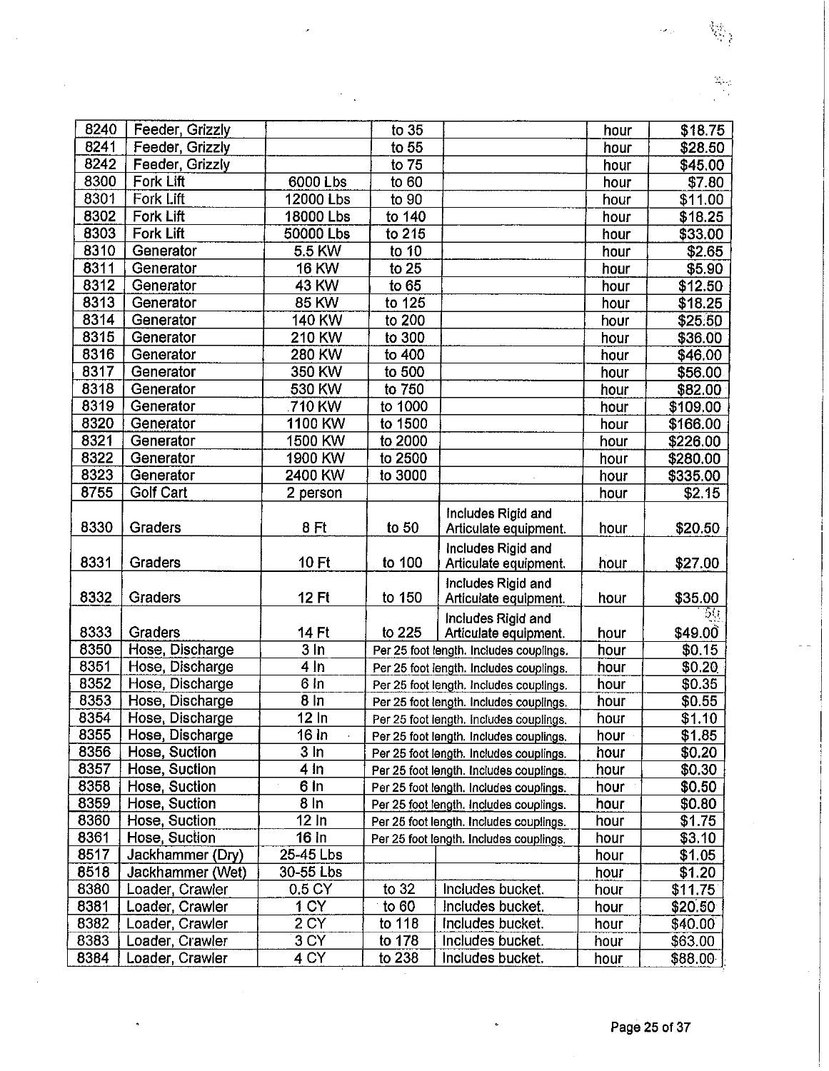| 8240 | Feeder, Grizzly | | to 35 | | hour | $18.75 |
|---|---|---|---|---|---|---|
| 8241 | Feeder, Grizzly | | to 55 | | hour | $28.50 |
| 8242 | Feeder, Grizzly | | to 75 | | hour | $45.00 |
| 8300 | Fork Lift | 6000 Lbs | to 60 | | hour | $7.80 |
| 8301 | Fork Lift | 12000 Lbs | to 90 | | hour | $11.00 |
| 8302 | Fork Lift | 18000 Lbs | to 140 | | hour | $18.25 |
| 8303 | Fork Lift | 50000 Lbs | to 215 | | hour | $33.00 |
| 8310 | Generator | 5.5 KW | to 10 | | hour | $2.65 |
| 8311 | Generator | 16 KW | to 25 | | hour | $5.90 |
| 8312 | Generator | 43 KW | to 65 | | hour | $12.50 |
| 8313 | Generator | 85 KW | to 125 | | hour | $18.25 |
| 8314 | Generator | 140 KW | to 200 | | hour | $25.50 |
| 8315 | Generator | 210 KW | to 300 | | hour | $36.00 |
| 8316 | Generator | 280 KW | to 400 | | hour | $46.00 |
| 8317 | Generator | 350 KW | to 500 | | hour | $56.00 |
| 8318 | Generator | 530 KW | to 750 | | hour | $82.00 |
| 8319 | Generator | 710 KW | to 1000 | | hour | $109.00 |
| 8320 | Generator | 1100 KW | to 1500 | | hour | $166.00 |
| 8321 | Generator | 1500 KW | to 2000 | | hour | $226.00 |
| 8322 | Generator | 1900 KW | to 2500 | | hour | $280.00 |
| 8323 | Generator | 2400 KW | to 3000 | | hour | $335.00 |
| 8755 | Golf Cart | 2 person | | | hour | $2.15 |
| 8330 | Graders | 8 Ft | to 50 | Includes Rigid and Articulate equipment. | hour | $20.50 |
| 8331 | Graders | 10 Ft | to 100 | Includes Rigid and Articulate equipment. | hour | $27.00 |
| 8332 | Graders | 12 Ft | to 150 | Includes Rigid and Articulate equipment. | hour | $35.00 |
| 8333 | Graders | 14 Ft | to 225 | Includes Rigid and Articulate equipment. | hour | $49.00 |
| 8350 | Hose, Discharge | 3 In | Per 25 foot length. Includes couplings. | | hour | $0.15 |
| 8351 | Hose, Discharge | 4 In | Per 25 foot length. Includes couplings. | | hour | $0.20 |
| 8352 | Hose, Discharge | 6 In | Per 25 foot length. Includes couplings. | | hour | $0.35 |
| 8353 | Hose, Discharge | 8 In | Per 25 foot length. Includes couplings. | | hour | $0.55 |
| 8354 | Hose, Discharge | 12 In | Per 25 foot length. Includes couplings. | | hour | $1.10 |
| 8355 | Hose, Discharge | 16 In | Per 25 foot length. Includes couplings. | | hour | $1.85 |
| 8356 | Hose, Suction | 3 In | Per 25 foot length. Includes couplings. | | hour | $0.20 |
| 8357 | Hose, Suction | 4 In | Per 25 foot length. Includes couplings. | | hour | $0.30 |
| 8358 | Hose, Suction | 6 In | Per 25 foot length. Includes couplings. | | hour | $0.50 |
| 8359 | Hose, Suction | 8 In | Per 25 foot length. Includes couplings. | | hour | $0.80 |
| 8360 | Hose, Suction | 12 In | Per 25 foot length. Includes couplings. | | hour | $1.75 |
| 8361 | Hose, Suction | 16 In | Per 25 foot length. Includes couplings. | | hour | $3.10 |
| 8517 | Jackhammer (Dry) | 25-45 Lbs | | | hour | $1.05 |
| 8518 | Jackhammer (Wet) | 30-55 Lbs | | | hour | $1.20 |
| 8380 | Loader, Crawler | 0.5 CY | to 32 | Includes bucket. | hour | $11.75 |
| 8381 | Loader, Crawler | 1 CY | to 60 | Includes bucket. | hour | $20.50 |
| 8382 | Loader, Crawler | 2 CY | to 118 | Includes bucket. | hour | $40.00 |
| 8383 | Loader, Crawler | 3 CY | to 178 | Includes bucket. | hour | $63.00 |
| 8384 | Loader, Crawler | 4 CY | to 238 | Includes bucket. | hour | $88.00 |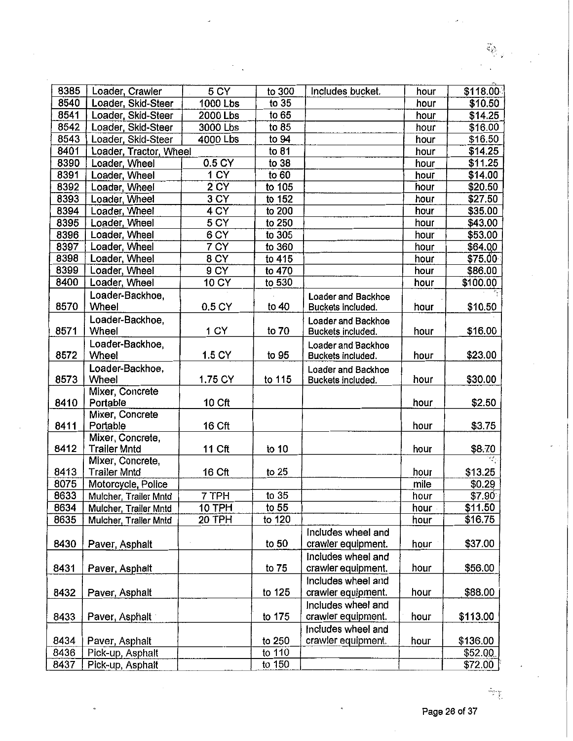| 8385 | Loader, Crawler | 5 CY | to 300 | Includes bucket. | hour | $118.00 |
|---|---|---|---|---|---|---|
| 8540 | Loader, Skid-Steer | 1000 Lbs | to 35 | | hour | $10.50 |
| 8541 | Loader, Skid-Steer | 2000 Lbs | to 65 | | hour | $14.25 |
| 8542 | Loader, Skid-Steer | 3000 Lbs | to 85 | | hour | $16.00 |
| 8543 | Loader, Skid-Steer | 4000 Lbs | to 94 | | hour | $16.50 |
| 8401 | Loader, Tractor, Wheel | | to 81 | | hour | $14.25 |
| 8390 | Loader, Wheel | 0.5 CY | to 38 | | hour | $11.25 |
| 8391 | Loader, Wheel | 1 CY | to 60 | | hour | $14.00 |
| 8392 | Loader, Wheel | 2 CY | to 105 | | hour | $20.50 |
| 8393 | Loader, Wheel | 3 CY | to 152 | | hour | $27.50 |
| 8394 | Loader, Wheel | 4 CY | to 200 | | hour | $35.00 |
| 8395 | Loader, Wheel | 5 CY | to 250 | | hour | $43.00 |
| 8396 | Loader, Wheel | 6 CY | to 305 | | hour | $53.00 |
| 8397 | Loader, Wheel | 7 CY | to 360 | | hour | $64.00 |
| 8398 | Loader, Wheel | 8 CY | to 415 | | hour | $75.00 |
| 8399 | Loader, Wheel | 9 CY | to 470 | | hour | $86.00 |
| 8400 | Loader, Wheel | 10 CY | to 530 | | hour | $100.00 |
| 8570 | Loader-Backhoe, Wheel | 0.5 CY | to 40 | Loader and Backhoe Buckets included. | hour | $10.50 |
| 8571 | Loader-Backhoe, Wheel | 1 CY | to 70 | Loader and Backhoe Buckets included. | hour | $16.00 |
| 8572 | Loader-Backhoe, Wheel | 1.5 CY | to 95 | Loader and Backhoe Buckets included. | hour | $23.00 |
| 8573 | Loader-Backhoe, Wheel | 1.75 CY | to 115 | Loader and Backhoe Buckets included. | hour | $30.00 |
| 8410 | Mixer, Concrete Portable | 10 Cft | | | hour | $2.50 |
| 8411 | Mixer, Concrete Portable | 16 Cft | | | hour | $3.75 |
| 8412 | Mixer, Concrete, Trailer Mntd | 11 Cft | to 10 | | hour | $8.70 |
| 8413 | Mixer, Concrete, Trailer Mntd | 16 Cft | to 25 | | hour | $13.25 |
| 8075 | Motorcycle, Police | | | | mile | $0.29 |
| 8633 | Mulcher, Trailer Mntd | 7 TPH | to 35 | | hour | $7.90 |
| 8634 | Mulcher, Trailer Mntd | 10 TPH | to 55 | | hour | $11.50 |
| 8635 | Mulcher, Trailer Mntd | 20 TPH | to 120 | | hour | $16.75 |
| 8430 | Paver, Asphalt | | to 50 | Includes wheel and crawler equipment. | hour | $37.00 |
| 8431 | Paver, Asphalt | | to 75 | Includes wheel and crawler equipment. | hour | $56.00 |
| 8432 | Paver, Asphalt | | to 125 | Includes wheel and crawler equipment. | hour | $88.00 |
| 8433 | Paver, Asphalt | | to 175 | Includes wheel and crawler equipment. | hour | $113.00 |
| 8434 | Paver, Asphalt | | to 250 | Includes wheel and crawler equipment. | hour | $136.00 |
| 8436 | Pick-up, Asphalt | | to 110 | | | $52.00 |
| 8437 | Pick-up, Asphalt | | to 150 | | | $72.00 |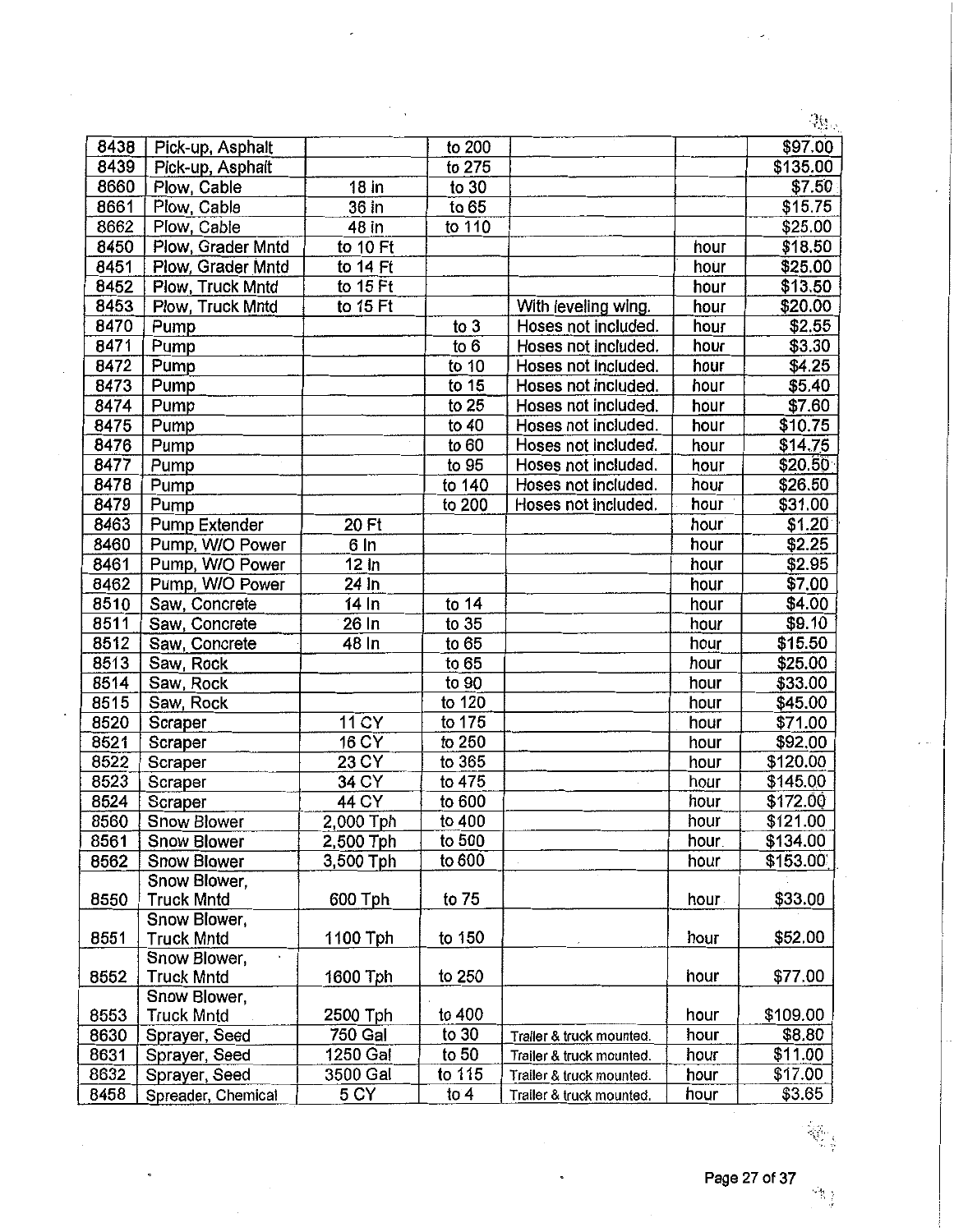| | | | | | | |
|---|---|---|---|---|---|---|
| 8438 | Pick-up, Asphalt | | to 200 | | | $97.00 |
| 8439 | Pick-up, Asphalt | | to 275 | | | $135.00 |
| 8660 | Plow, Cable | 18 in | to 30 | | | $7.50 |
| 8661 | Plow, Cable | 36 in | to 65 | | | $15.75 |
| 8662 | Plow, Cable | 48 in | to 110 | | | $25.00 |
| 8450 | Plow, Grader Mntd | to 10 Ft | | | hour | $18.50 |
| 8451 | Plow, Grader Mntd | to 14 Ft | | | hour | $25.00 |
| 8452 | Plow, Truck Mntd | to 15 Ft | | | hour | $13.50 |
| 8453 | Plow, Truck Mntd | to 15 Ft | | With leveling wing. | hour | $20.00 |
| 8470 | Pump | | to 3 | Hoses not included. | hour | $2.55 |
| 8471 | Pump | | to 6 | Hoses not included. | hour | $3.30 |
| 8472 | Pump | | to 10 | Hoses not included. | hour | $4.25 |
| 8473 | Pump | | to 15 | Hoses not included. | hour | $5.40 |
| 8474 | Pump | | to 25 | Hoses not included. | hour | $7.60 |
| 8475 | Pump | | to 40 | Hoses not included. | hour | $10.75 |
| 8476 | Pump | | to 60 | Hoses not included. | hour | $14.75 |
| 8477 | Pump | | to 95 | Hoses not included. | hour | $20.50 |
| 8478 | Pump | | to 140 | Hoses not included. | hour | $26.50 |
| 8479 | Pump | | to 200 | Hoses not included. | hour | $31.00 |
| 8463 | Pump Extender | 20 Ft | | | hour | $1.20 |
| 8460 | Pump, W/O Power | 6 In | | | hour | $2.25 |
| 8461 | Pump, W/O Power | 12 In | | | hour | $2.95 |
| 8462 | Pump, W/O Power | 24 In | | | hour | $7.00 |
| 8510 | Saw, Concrete | 14 In | to 14 | | hour | $4.00 |
| 8511 | Saw, Concrete | 26 In | to 35 | | hour | $9.10 |
| 8512 | Saw, Concrete | 48 In | to 65 | | hour | $15.50 |
| 8513 | Saw, Rock | | to 65 | | hour | $25.00 |
| 8514 | Saw, Rock | | to 90 | | hour | $33.00 |
| 8515 | Saw, Rock | | to 120 | | hour | $45.00 |
| 8520 | Scraper | 11 CY | to 175 | | hour | $71.00 |
| 8521 | Scraper | 16 CY | to 250 | | hour | $92.00 |
| 8522 | Scraper | 23 CY | to 365 | | hour | $120.00 |
| 8523 | Scraper | 34 CY | to 475 | | hour | $145.00 |
| 8524 | Scraper | 44 CY | to 600 | | hour | $172.00 |
| 8560 | Snow Blower | 2,000 Tph | to 400 | | hour | $121.00 |
| 8561 | Snow Blower | 2,500 Tph | to 500 | | hour | $134.00 |
| 8562 | Snow Blower | 3,500 Tph | to 600 | | hour | $153.00 |
| 8550 | Snow Blower, Truck Mntd | 600 Tph | to 75 | | hour | $33.00 |
| 8551 | Snow Blower, Truck Mntd | 1100 Tph | to 150 | | hour | $52.00 |
| 8552 | Snow Blower, Truck Mntd | 1600 Tph | to 250 | | hour | $77.00 |
| 8553 | Snow Blower, Truck Mntd | 2500 Tph | to 400 | | hour | $109.00 |
| 8630 | Sprayer, Seed | 750 Gal | to 30 | Trailer & truck mounted. | hour | $8.80 |
| 8631 | Sprayer, Seed | 1250 Gal | to 50 | Trailer & truck mounted. | hour | $11.00 |
| 8632 | Sprayer, Seed | 3500 Gal | to 115 | Trailer & truck mounted. | hour | $17.00 |
| 8458 | Spreader, Chemical | 5 CY | to 4 | Trailer & truck mounted. | hour | $3.65 |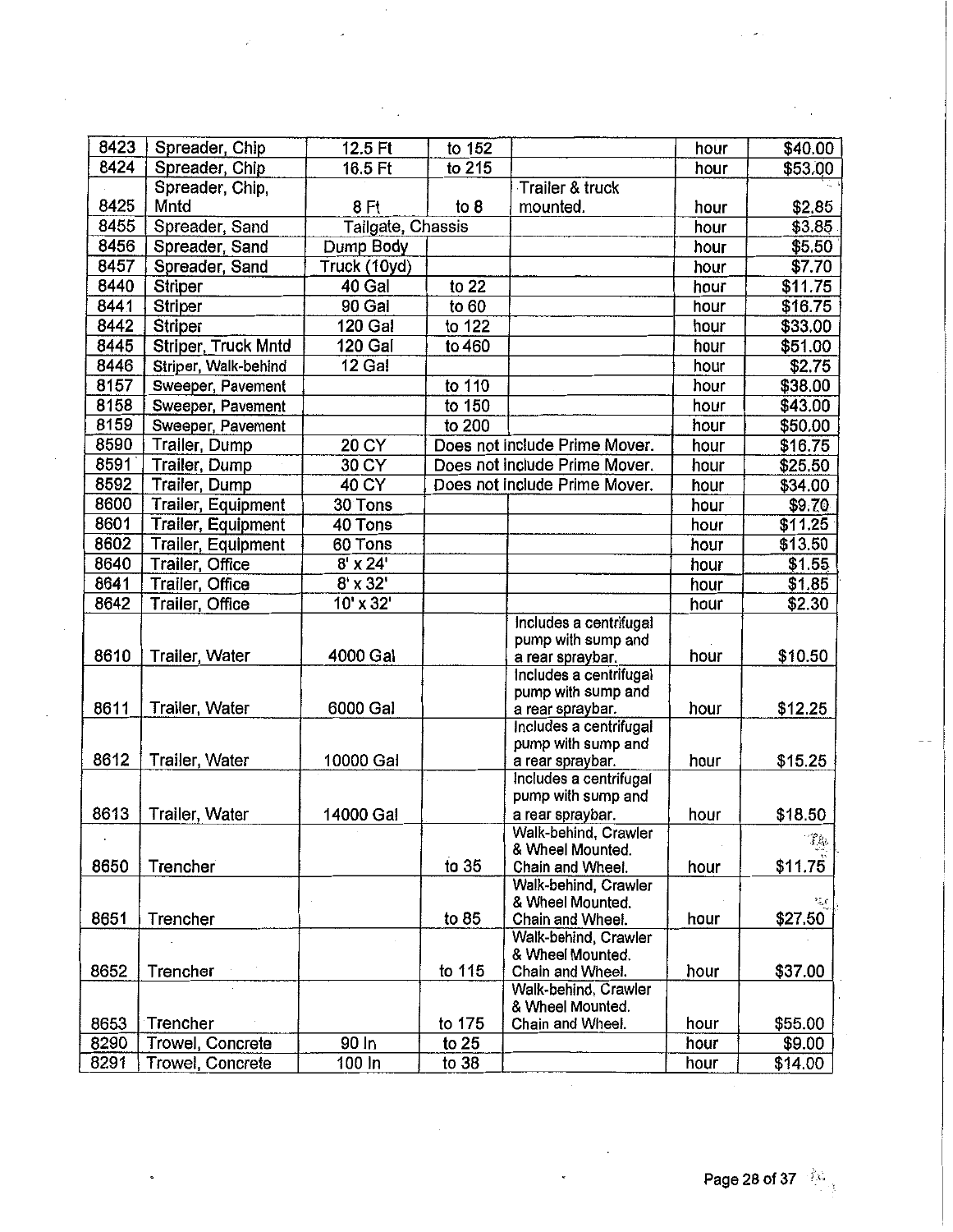| 8423 | Spreader, Chip | 12.5 Ft | to 152 | | hour | $40.00 |
|---|---|---|---|---|---|---|
| 8424 | Spreader, Chip | 16.5 Ft | to 215 | | hour | $53.00 |
| 8425 | Spreader, Chip, Mntd | 8 Ft | to 8 | Trailer & truck mounted. | hour | $2.85 |
| 8455 | Spreader, Sand | Tailgate, Chassis | | | hour | $3.85 |
| 8456 | Spreader, Sand | Dump Body | | | hour | $5.50 |
| 8457 | Spreader, Sand | Truck (10yd) | | | hour | $7.70 |
| 8440 | Striper | 40 Gal | to 22 | | hour | $11.75 |
| 8441 | Striper | 90 Gal | to 60 | | hour | $16.75 |
| 8442 | Striper | 120 Gal | to 122 | | hour | $33.00 |
| 8445 | Striper, Truck Mntd | 120 Gal | to 460 | | hour | $51.00 |
| 8446 | Striper, Walk-behind | 12 Gal | | | hour | $2.75 |
| 8157 | Sweeper, Pavement | | to 110 | | hour | $38.00 |
| 8158 | Sweeper, Pavement | | to 150 | | hour | $43.00 |
| 8159 | Sweeper, Pavement | | to 200 | | hour | $50.00 |
| 8590 | Trailer, Dump | 20 CY | Does not include Prime Mover. | | hour | $16.75 |
| 8591 | Trailer, Dump | 30 CY | Does not include Prime Mover. | | hour | $25.50 |
| 8592 | Trailer, Dump | 40 CY | Does not include Prime Mover. | | hour | $34.00 |
| 8600 | Trailer, Equipment | 30 Tons | | | hour | $9.70 |
| 8601 | Trailer, Equipment | 40 Tons | | | hour | $11.25 |
| 8602 | Trailer, Equipment | 60 Tons | | | hour | $13.50 |
| 8640 | Trailer, Office | 8' x 24' | | | hour | $1.55 |
| 8641 | Trailer, Office | 8' x 32' | | | hour | $1.85 |
| 8642 | Trailer, Office | 10' x 32' | | | hour | $2.30 |
| 8610 | Trailer, Water | 4000 Gal | | Includes a centrifugal pump with sump and a rear spraybar. | hour | $10.50 |
| 8611 | Trailer, Water | 6000 Gal | | Includes a centrifugal pump with sump and a rear spraybar. | hour | $12.25 |
| 8612 | Trailer, Water | 10000 Gal | | Includes a centrifugal pump with sump and a rear spraybar. | hour | $15.25 |
| 8613 | Trailer, Water | 14000 Gal | | Includes a centrifugal pump with sump and a rear spraybar. | hour | $18.50 |
| 8650 | Trencher | | to 35 | Walk-behind, Crawler & Wheel Mounted. Chain and Wheel. | hour | $11.75 |
| 8651 | Trencher | | to 85 | Walk-behind, Crawler & Wheel Mounted. Chain and Wheel. | hour | $27.50 |
| 8652 | Trencher | | to 115 | Walk-behind, Crawler & Wheel Mounted. Chain and Wheel. | hour | $37.00 |
| 8653 | Trencher | | to 175 | Walk-behind, Crawler & Wheel Mounted. Chain and Wheel. | hour | $55.00 |
| 8290 | Trowel, Concrete | 90 In | to 25 | | hour | $9.00 |
| 8291 | Trowel, Concrete | 100 In | to 38 | | hour | $14.00 |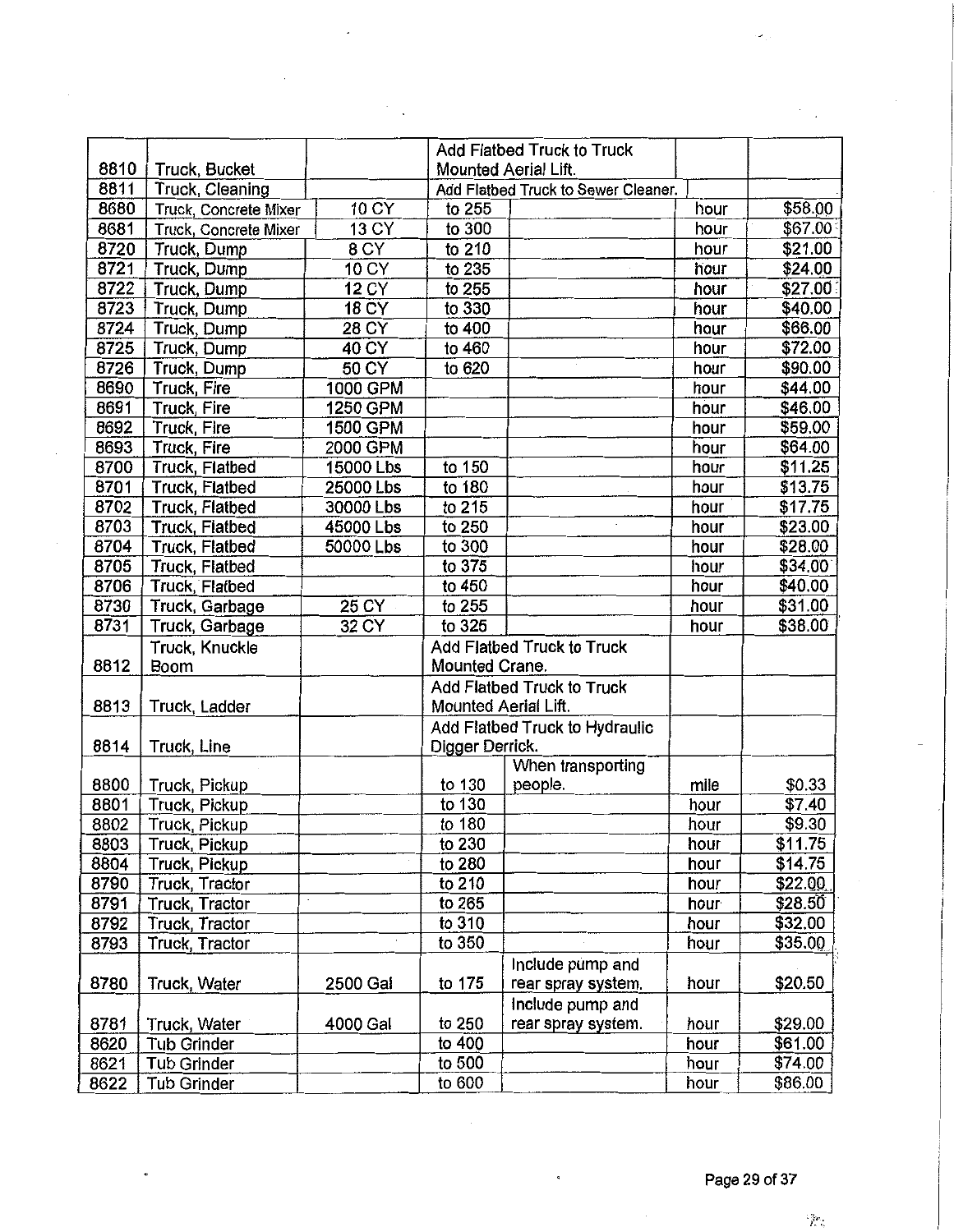| | | | | | | |
|---|---|---|---|---|---|---|
| 8810 | Truck, Bucket | | Add Flatbed Truck to Truck Mounted Aerial Lift. | | | |
| 8811 | Truck, Cleaning | | Add Flatbed Truck to Sewer Cleaner. | | | |
| 8680 | Truck, Concrete Mixer | 10 CY | to 255 | | hour | $58.00 |
| 8681 | Truck, Concrete Mixer | 13 CY | to 300 | | hour | $67.00 |
| 8720 | Truck, Dump | 8 CY | to 210 | | hour | $21.00 |
| 8721 | Truck, Dump | 10 CY | to 235 | | hour | $24.00 |
| 8722 | Truck, Dump | 12 CY | to 255 | | hour | $27.00 |
| 8723 | Truck, Dump | 18 CY | to 330 | | hour | $40.00 |
| 8724 | Truck, Dump | 28 CY | to 400 | | hour | $66.00 |
| 8725 | Truck, Dump | 40 CY | to 460 | | hour | $72.00 |
| 8726 | Truck, Dump | 50 CY | to 620 | | hour | $90.00 |
| 8690 | Truck, Fire | 1000 GPM | | | hour | $44.00 |
| 8691 | Truck, Fire | 1250 GPM | | | hour | $46.00 |
| 8692 | Truck, Fire | 1500 GPM | | | hour | $59.00 |
| 8693 | Truck, Fire | 2000 GPM | | | hour | $64.00 |
| 8700 | Truck, Flatbed | 15000 Lbs | to 150 | | hour | $11.25 |
| 8701 | Truck, Flatbed | 25000 Lbs | to 180 | | hour | $13.75 |
| 8702 | Truck, Flatbed | 30000 Lbs | to 215 | | hour | $17.75 |
| 8703 | Truck, Flatbed | 45000 Lbs | to 250 | | hour | $23.00 |
| 8704 | Truck, Flatbed | 50000 Lbs | to 300 | | hour | $28.00 |
| 8705 | Truck, Flatbed | | to 375 | | hour | $34.00 |
| 8706 | Truck, Flatbed | | to 450 | | hour | $40.00 |
| 8730 | Truck, Garbage | 25 CY | to 255 | | hour | $31.00 |
| 8731 | Truck, Garbage | 32 CY | to 325 | | hour | $38.00 |
| 8812 | Truck, Knuckle Boom | | Add Flatbed Truck to Truck Mounted Crane. | | | |
| 8813 | Truck, Ladder | | Add Flatbed Truck to Truck Mounted Aerial Lift. | | | |
| 8814 | Truck, Line | | Add Flatbed Truck to Hydraulic Digger Derrick. | | | |
| 8800 | Truck, Pickup | | to 130 | When transporting people. | mile | $0.33 |
| 8801 | Truck, Pickup | | to 130 | | hour | $7.40 |
| 8802 | Truck, Pickup | | to 180 | | hour | $9.30 |
| 8803 | Truck, Pickup | | to 230 | | hour | $11.75 |
| 8804 | Truck, Pickup | | to 280 | | hour | $14.75 |
| 8790 | Truck, Tractor | | to 210 | | hour | $22.00 |
| 8791 | Truck, Tractor | | to 265 | | hour | $28.50 |
| 8792 | Truck, Tractor | | to 310 | | hour | $32.00 |
| 8793 | Truck, Tractor | | to 350 | | hour | $35.00 |
| 8780 | Truck, Water | 2500 Gal | to 175 | Include pump and rear spray system. | hour | $20.50 |
| 8781 | Truck, Water | 4000 Gal | to 250 | Include pump and rear spray system. | hour | $29.00 |
| 8620 | Tub Grinder | | to 400 | | hour | $61.00 |
| 8621 | Tub Grinder | | to 500 | | hour | $74.00 |
| 8622 | Tub Grinder | | to 600 | | hour | $86.00 |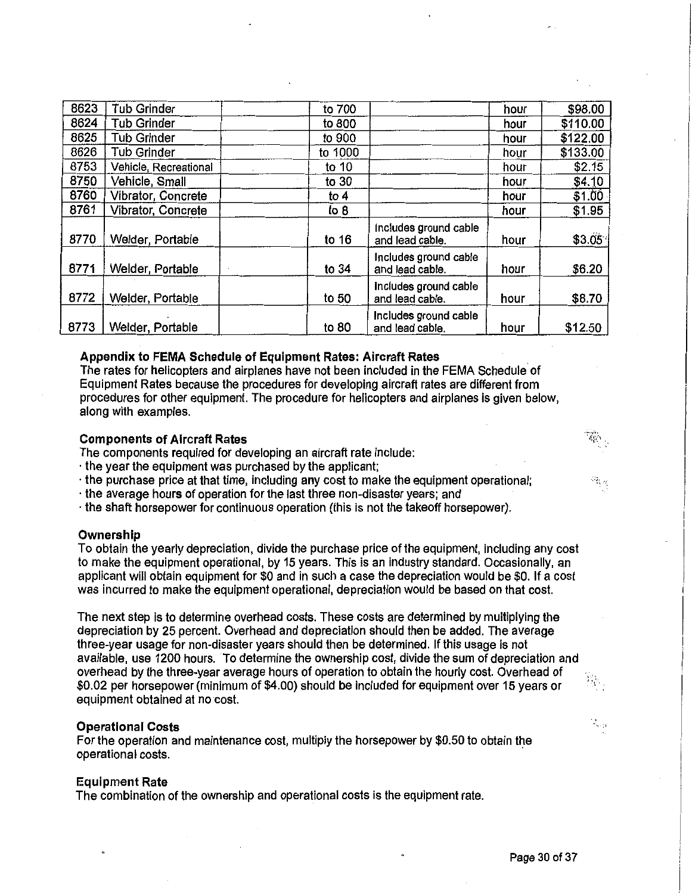| | | | | | | |
|---|---|---|---|---|---|---|
| 8623 | Tub Grinder | | to 700 | | hour | $98.00 |
| 8624 | Tub Grinder | | to 800 | | hour | $110.00 |
| 8625 | Tub Grinder | | to 900 | | hour | $122.00 |
| 8626 | Tub Grinder | | to 1000 | | hour | $133.00 |
| 8753 | Vehicle, Recreational | | to 10 | | hour | $2.15 |
| 8750 | Vehicle, Small | | to 30 | | hour | $4.10 |
| 8760 | Vibrator, Concrete | | to 4 | | hour | $1.00 |
| 8761 | Vibrator, Concrete | | to 8 | | hour | $1.95 |
| 8770 | Welder, Portable | | to 16 | Includes ground cable and lead cable. | hour | $3.05 |
| 8771 | Welder, Portable | | to 34 | Includes ground cable and lead cable. | hour | $6.20 |
| 8772 | Welder, Portable | | to 50 | Includes ground cable and lead cable. | hour | $8.70 |
| 8773 | Welder, Portable | | to 80 | Includes ground cable and lead cable. | hour | $12.50 |

**Appendix to FEMA Schedule of Equipment Rates: Aircraft Rates**

The rates for helicopters and airplanes have not been included in the FEMA Schedule of Equipment Rates because the procedures for developing aircraft rates are different from procedures for other equipment. The procedure for helicopters and airplanes is given below, along with examples.

**Components of Aircraft Rates**

The components required for developing an aircraft rate include:

- the year the equipment was purchased by the applicant;
- the purchase price at that time, including any cost to make the equipment operational;
- the average hours of operation for the last three non-disaster years; and
- the shaft horsepower for continuous operation (this is not the takeoff horsepower).

**Ownership**

To obtain the yearly depreciation, divide the purchase price of the equipment, including any cost to make the equipment operational, by 15 years. This is an industry standard. Occasionally, an applicant will obtain equipment for $0 and in such a case the depreciation would be $0. If a cost was incurred to make the equipment operational, depreciation would be based on that cost.

The next step is to determine overhead costs. These costs are determined by multiplying the depreciation by 25 percent. Overhead and depreciation should then be added. The average three-year usage for non-disaster years should then be determined. If this usage is not available, use 1200 hours. To determine the ownership cost, divide the sum of depreciation and overhead by the three-year average hours of operation to obtain the hourly cost. Overhead of $0.02 per horsepower (minimum of $4.00) should be included for equipment over 15 years or equipment obtained at no cost.

**Operational Costs**

For the operation and maintenance cost, multiply the horsepower by $0.50 to obtain the operational costs.

**Equipment Rate**

The combination of the ownership and operational costs is the equipment rate.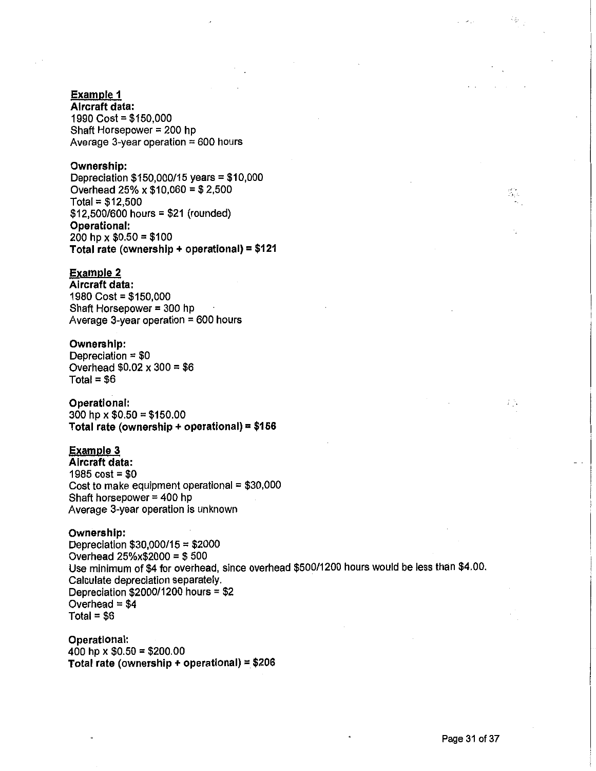**Example 1**

**Aircraft data:**
1990 Cost = $150,000
Shaft Horsepower = 200 hp
Average 3-year operation = 600 hours

**Ownership:**
Depreciation $150,000/15 years = $10,000
Overhead 25% x $10,060 = $ 2,500
Total = $12,500
$12,500/600 hours = $21 (rounded)
**Operational:**
200 hp x $0.50 = $100
**Total rate (ownership + operational) = $121**

**Example 2**

**Aircraft data:**
1980 Cost = $150,000
Shaft Horsepower = 300 hp
Average 3-year operation = 600 hours

**Ownership:**
Depreciation = $0
Overhead $0.02 x 300 = $6
Total = $6

**Operational:**
300 hp x $0.50 = $150.00
**Total rate (ownership + operational) = $156**

**Example 3**

**Aircraft data:**
1985 cost = $0
Cost to make equipment operational = $30,000
Shaft horsepower = 400 hp
Average 3-year operation is unknown

**Ownership:**
Depreciation $30,000/15 = $2000
Overhead 25%x$2000 = $ 500
Use minimum of $4 for overhead, since overhead $500/1200 hours would be less than $4.00.
Calculate depreciation separately.
Depreciation $2000/1200 hours = $2
Overhead = $4
Total = $6

**Operational:**
400 hp x $0.50 = $200.00
**Total rate (ownership + operational) = $206**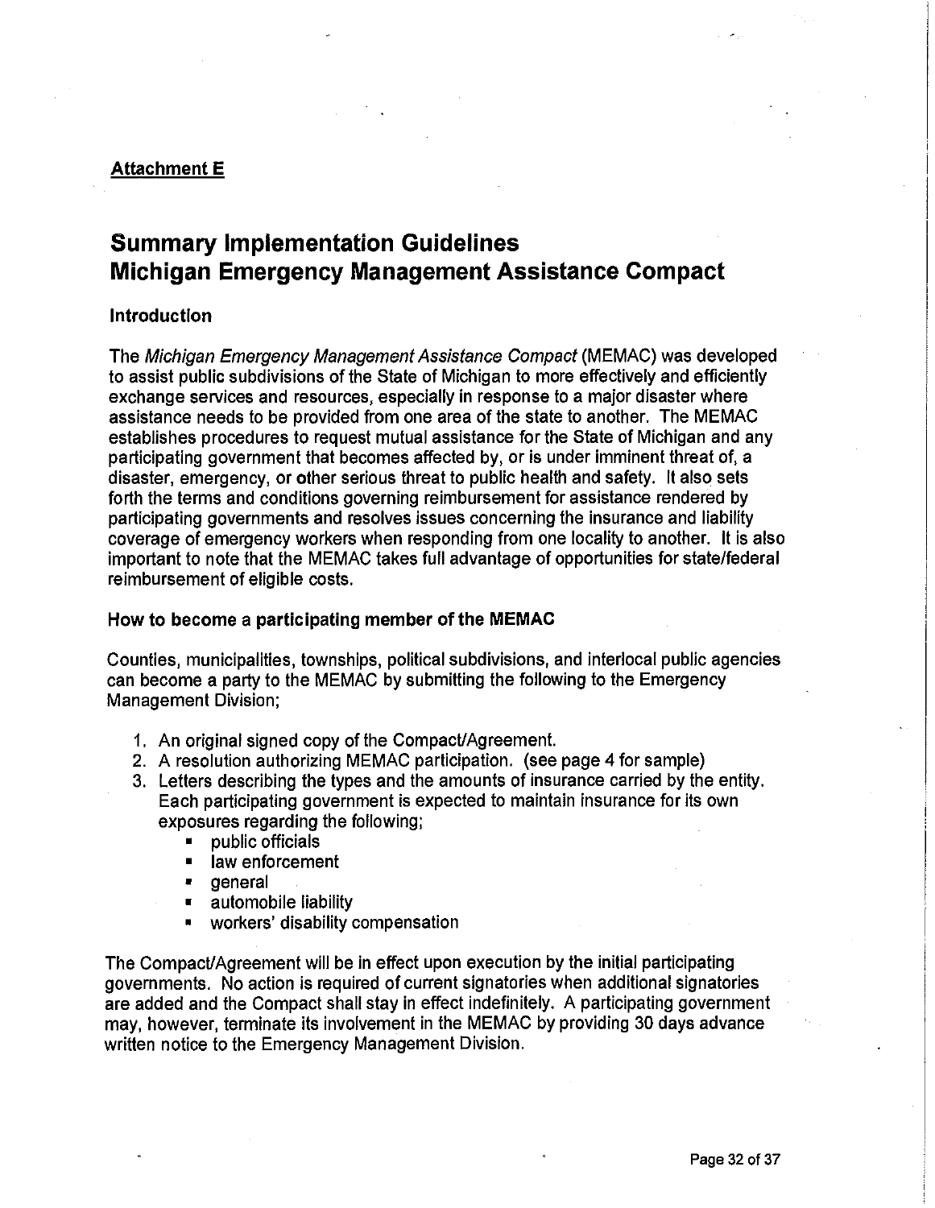**Attachment E**

# Summary Implementation Guidelines
# Michigan Emergency Management Assistance Compact

### Introduction

The *Michigan Emergency Management Assistance Compact* (MEMAC) was developed to assist public subdivisions of the State of Michigan to more effectively and efficiently exchange services and resources, especially in response to a major disaster where assistance needs to be provided from one area of the state to another. The MEMAC establishes procedures to request mutual assistance for the State of Michigan and any participating government that becomes affected by, or is under imminent threat of, a disaster, emergency, or other serious threat to public health and safety. It also sets forth the terms and conditions governing reimbursement for assistance rendered by participating governments and resolves issues concerning the insurance and liability coverage of emergency workers when responding from one locality to another. It is also important to note that the MEMAC takes full advantage of opportunities for state/federal reimbursement of eligible costs.

### How to become a participating member of the MEMAC

Counties, municipalities, townships, political subdivisions, and interlocal public agencies can become a party to the MEMAC by submitting the following to the Emergency Management Division;

1. An original signed copy of the Compact/Agreement.
2. A resolution authorizing MEMAC participation. (see page 4 for sample)
3. Letters describing the types and the amounts of insurance carried by the entity. Each participating government is expected to maintain insurance for its own exposures regarding the following;
   - public officials
   - law enforcement
   - general
   - automobile liability
   - workers' disability compensation

The Compact/Agreement will be in effect upon execution by the initial participating governments. No action is required of current signatories when additional signatories are added and the Compact shall stay in effect indefinitely. A participating government may, however, terminate its involvement in the MEMAC by providing 30 days advance written notice to the Emergency Management Division.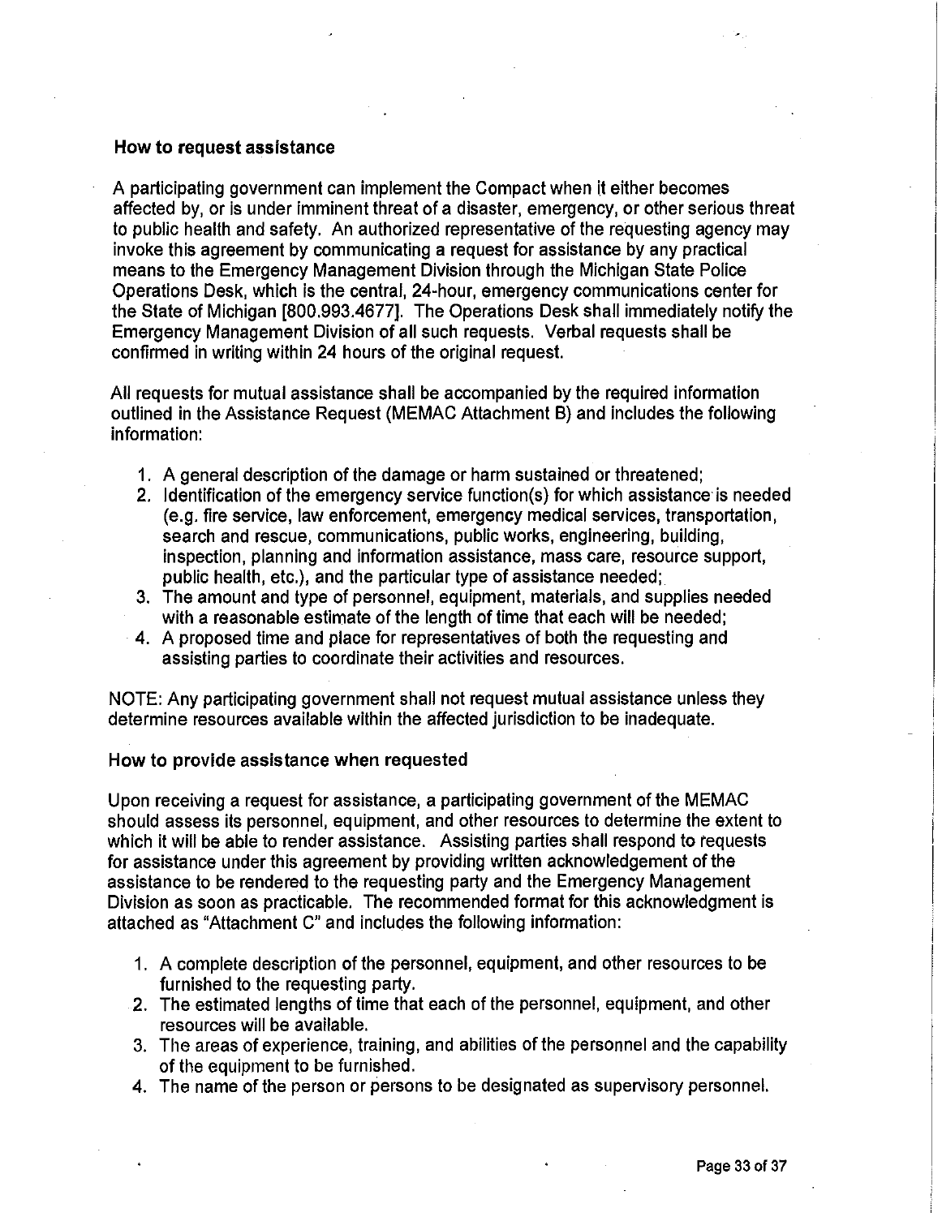### How to request assistance

A participating government can implement the Compact when it either becomes affected by, or is under imminent threat of a disaster, emergency, or other serious threat to public health and safety. An authorized representative of the requesting agency may invoke this agreement by communicating a request for assistance by any practical means to the Emergency Management Division through the Michigan State Police Operations Desk, which is the central, 24-hour, emergency communications center for the State of Michigan [800.993.4677]. The Operations Desk shall immediately notify the Emergency Management Division of all such requests. Verbal requests shall be confirmed in writing within 24 hours of the original request.

All requests for mutual assistance shall be accompanied by the required information outlined in the Assistance Request (MEMAC Attachment B) and includes the following information:

1. A general description of the damage or harm sustained or threatened;
2. Identification of the emergency service function(s) for which assistance is needed (e.g. fire service, law enforcement, emergency medical services, transportation, search and rescue, communications, public works, engineering, building, inspection, planning and information assistance, mass care, resource support, public health, etc.), and the particular type of assistance needed;
3. The amount and type of personnel, equipment, materials, and supplies needed with a reasonable estimate of the length of time that each will be needed;
4. A proposed time and place for representatives of both the requesting and assisting parties to coordinate their activities and resources.

NOTE: Any participating government shall not request mutual assistance unless they determine resources available within the affected jurisdiction to be inadequate.

### How to provide assistance when requested

Upon receiving a request for assistance, a participating government of the MEMAC should assess its personnel, equipment, and other resources to determine the extent to which it will be able to render assistance. Assisting parties shall respond to requests for assistance under this agreement by providing written acknowledgement of the assistance to be rendered to the requesting party and the Emergency Management Division as soon as practicable. The recommended format for this acknowledgment is attached as "Attachment C" and includes the following information:

1. A complete description of the personnel, equipment, and other resources to be furnished to the requesting party.
2. The estimated lengths of time that each of the personnel, equipment, and other resources will be available.
3. The areas of experience, training, and abilities of the personnel and the capability of the equipment to be furnished.
4. The name of the person or persons to be designated as supervisory personnel.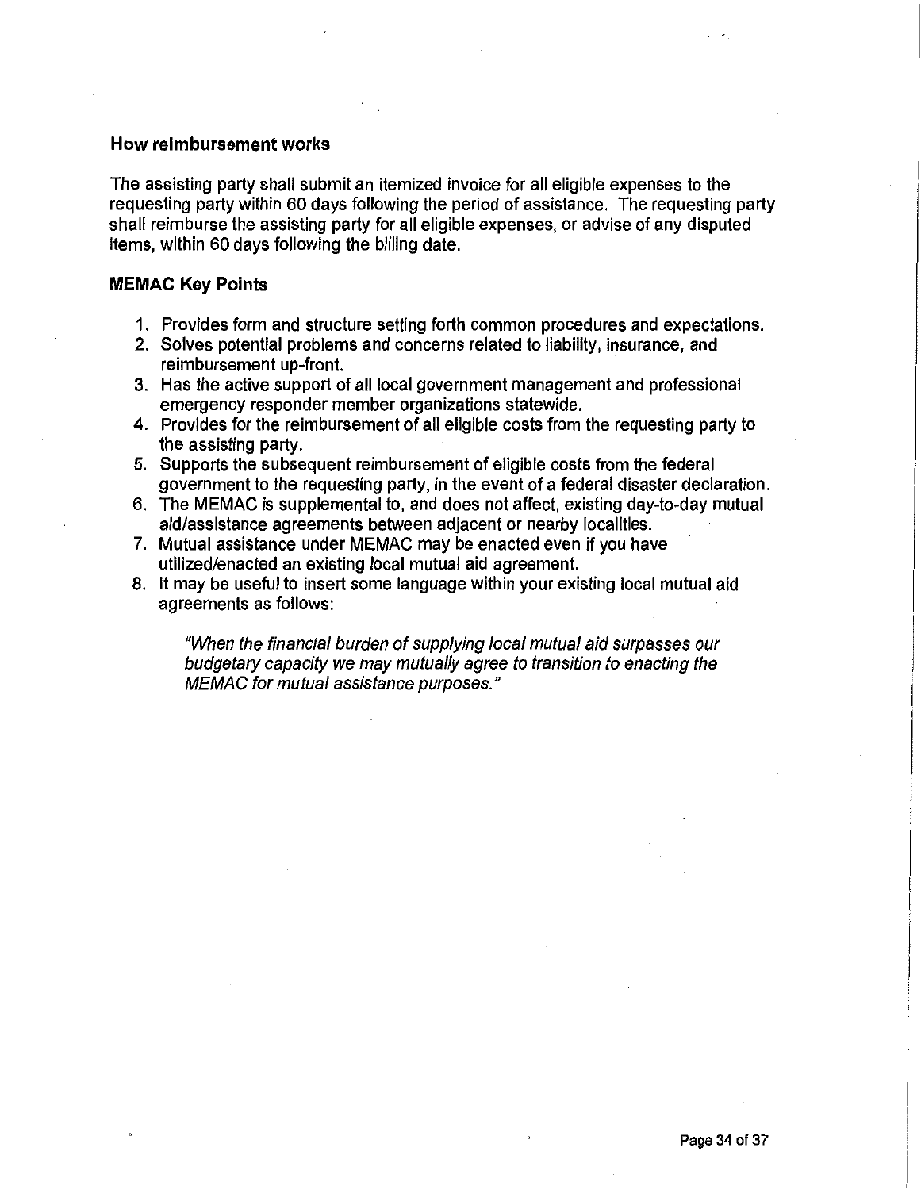### How reimbursement works

The assisting party shall submit an itemized invoice for all eligible expenses to the requesting party within 60 days following the period of assistance. The requesting party shall reimburse the assisting party for all eligible expenses, or advise of any disputed items, within 60 days following the billing date.

### MEMAC Key Points

1. Provides form and structure setting forth common procedures and expectations.
2. Solves potential problems and concerns related to liability, insurance, and reimbursement up-front.
3. Has the active support of all local government management and professional emergency responder member organizations statewide.
4. Provides for the reimbursement of all eligible costs from the requesting party to the assisting party.
5. Supports the subsequent reimbursement of eligible costs from the federal government to the requesting party, in the event of a federal disaster declaration.
6. The MEMAC is supplemental to, and does not affect, existing day-to-day mutual aid/assistance agreements between adjacent or nearby localities.
7. Mutual assistance under MEMAC may be enacted even if you have utilized/enacted an existing local mutual aid agreement.
8. It may be useful to insert some language within your existing local mutual aid agreements as follows:

   *"When the financial burden of supplying local mutual aid surpasses our budgetary capacity we may mutually agree to transition to enacting the MEMAC for mutual assistance purposes."*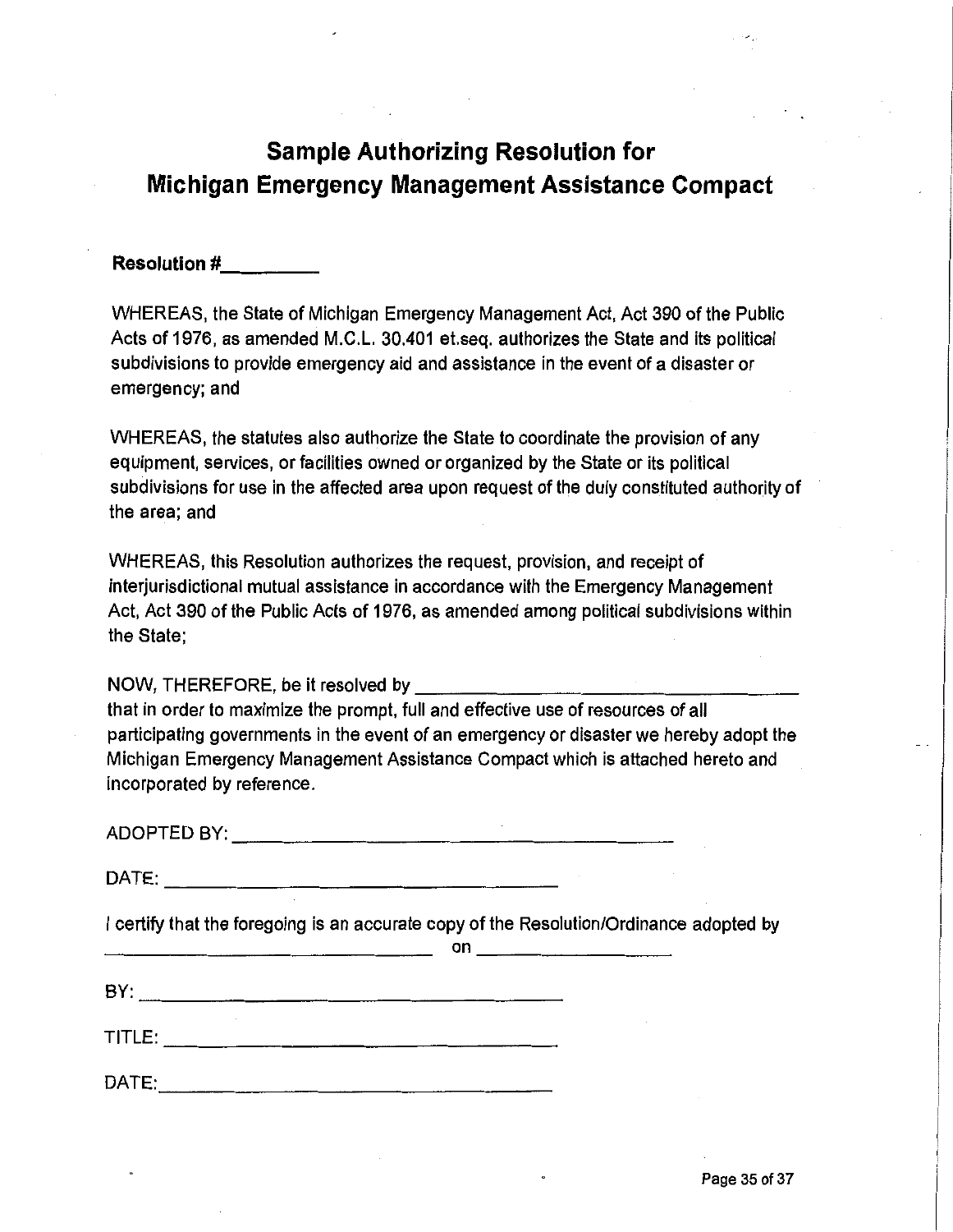# Sample Authorizing Resolution for Michigan Emergency Management Assistance Compact

**Resolution #\_\_\_\_\_\_\_\_\_\_**

WHEREAS, the State of Michigan Emergency Management Act, Act 390 of the Public Acts of 1976, as amended M.C.L. 30.401 et.seq. authorizes the State and its political subdivisions to provide emergency aid and assistance in the event of a disaster or emergency; and

WHEREAS, the statutes also authorize the State to coordinate the provision of any equipment, services, or facilities owned or organized by the State or its political subdivisions for use in the affected area upon request of the duly constituted authority of the area; and

WHEREAS, this Resolution authorizes the request, provision, and receipt of interjurisdictional mutual assistance in accordance with the Emergency Management Act, Act 390 of the Public Acts of 1976, as amended among political subdivisions within the State;

NOW, THEREFORE, be it resolved by \_\_\_\_\_\_\_\_\_\_\_\_\_\_\_\_\_\_\_\_\_\_\_\_\_\_\_\_\_\_\_\_\_\_\_\_\_\_\_\_ that in order to maximize the prompt, full and effective use of resources of all participating governments in the event of an emergency or disaster we hereby adopt the Michigan Emergency Management Assistance Compact which is attached hereto and incorporated by reference.

ADOPTED BY: \_\_\_\_\_\_\_\_\_\_\_\_\_\_\_\_\_\_\_\_\_\_\_\_\_\_\_\_\_\_\_\_\_\_\_\_\_\_\_\_

DATE: \_\_\_\_\_\_\_\_\_\_\_\_\_\_\_\_\_\_\_\_\_\_\_\_\_\_\_\_\_\_\_\_\_\_\_\_\_\_\_\_

I certify that the foregoing is an accurate copy of the Resolution/Ordinance adopted by \_\_\_\_\_\_\_\_\_\_\_\_\_\_\_\_\_\_\_\_\_\_\_\_\_\_\_\_\_\_\_\_ on \_\_\_\_\_\_\_\_\_\_\_\_\_\_\_\_\_\_\_\_

BY: \_\_\_\_\_\_\_\_\_\_\_\_\_\_\_\_\_\_\_\_\_\_\_\_\_\_\_\_\_\_\_\_\_\_\_\_\_\_\_\_

TITLE: \_\_\_\_\_\_\_\_\_\_\_\_\_\_\_\_\_\_\_\_\_\_\_\_\_\_\_\_\_\_\_\_\_\_\_\_\_\_\_\_

DATE: \_\_\_\_\_\_\_\_\_\_\_\_\_\_\_\_\_\_\_\_\_\_\_\_\_\_\_\_\_\_\_\_\_\_\_\_\_\_\_\_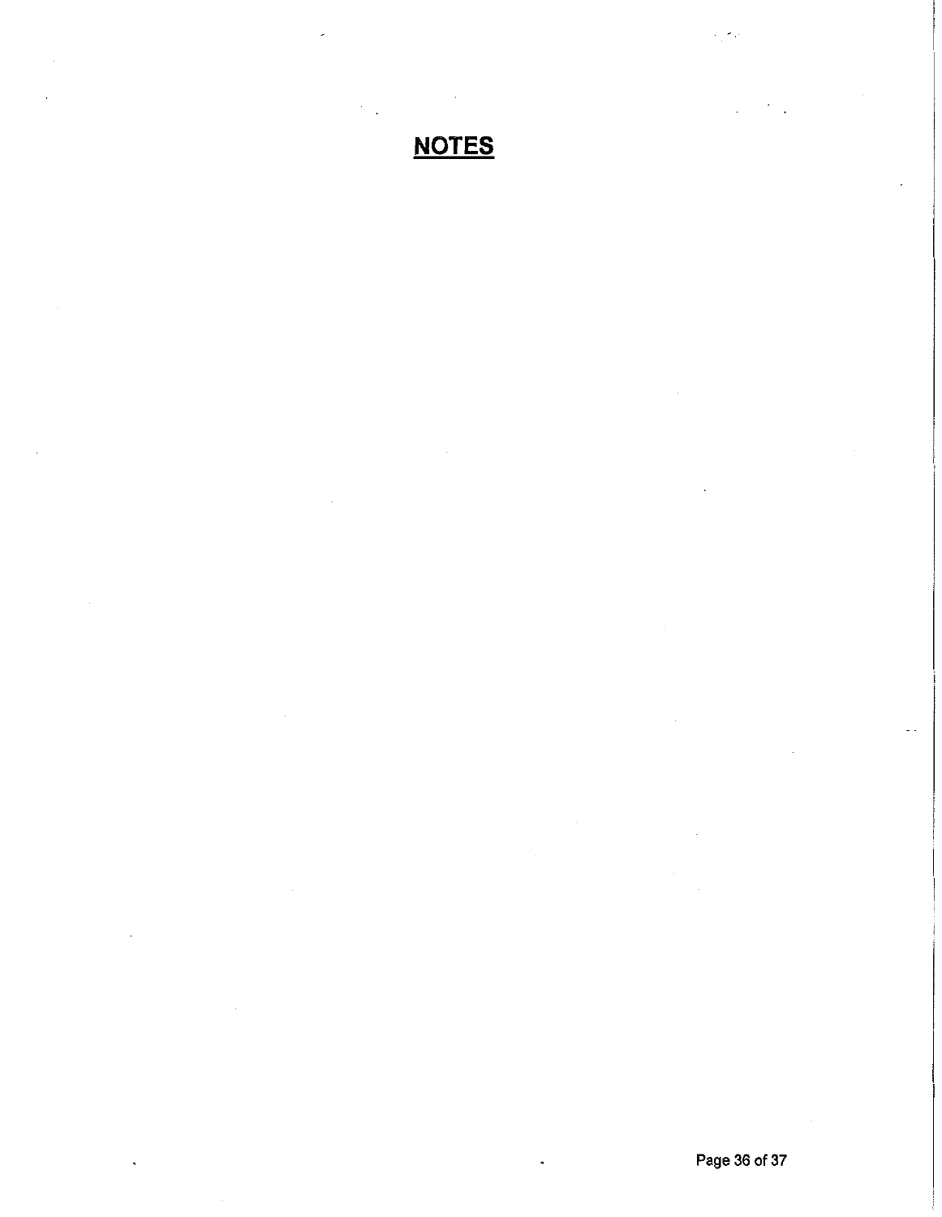## NOTES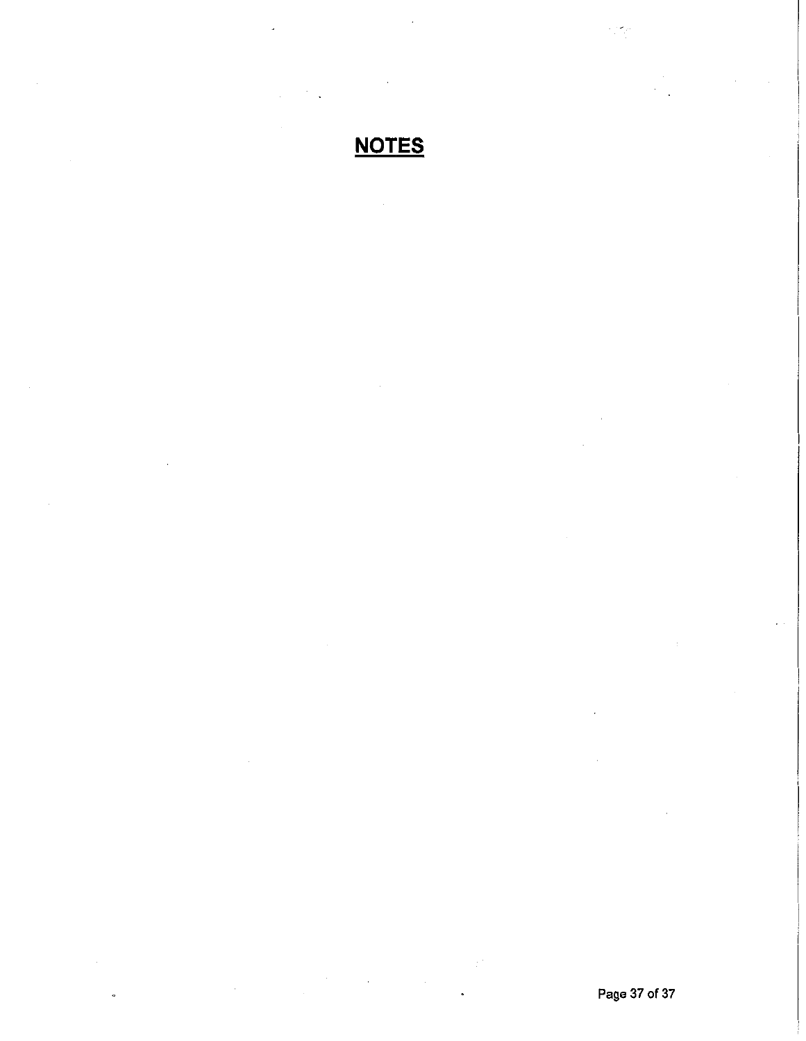## NOTES